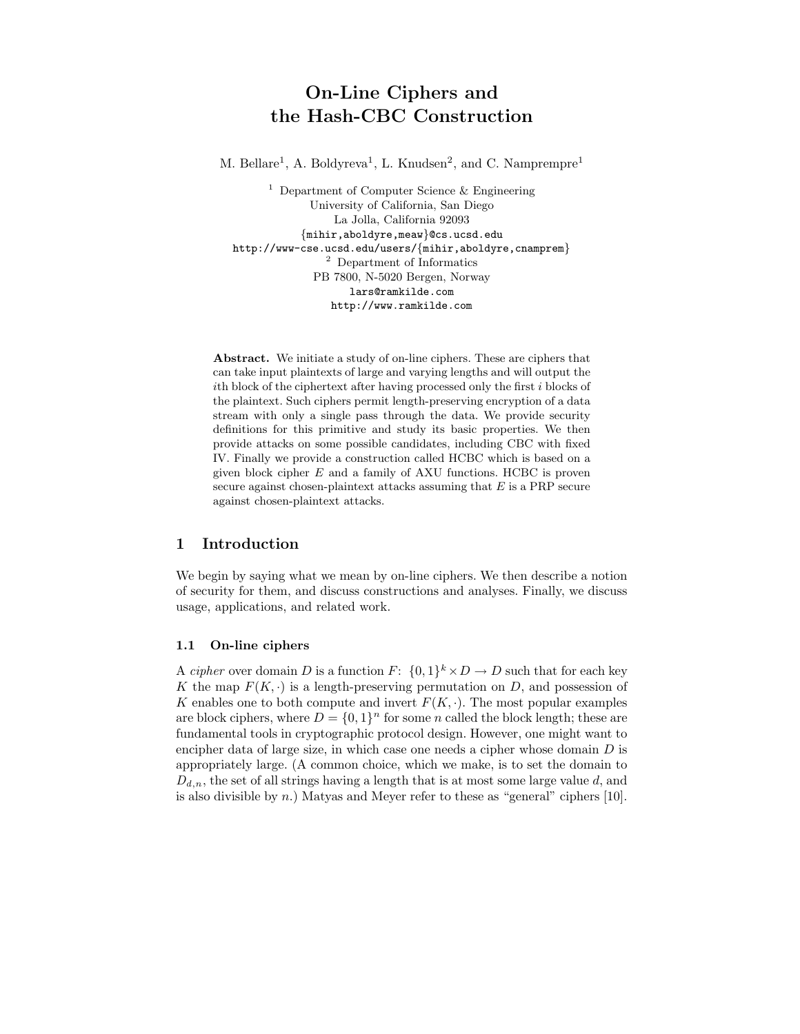# On-Line Ciphers and the Hash-CBC Construction

M. Bellare[1], A. Boldyreva[1], L. Knudsen[2], and C. Namprempre[1]

[1] Department of Computer Science & Engineering
University of California, San Diego
La Jolla, California 92093
{mihir,aboldyre,meaw}@cs.ucsd.edu
http://www-cse.ucsd.edu/users/{mihir,aboldyre,cnamprem}

[2] Department of Informatics
PB 7800, N-5020 Bergen, Norway
lars@ramkilde.com
http://www.ramkilde.com

**Abstract.** We initiate a study of on-line ciphers. These are ciphers that can take input plaintexts of large and varying lengths and will output the $i$th block of the ciphertext after having processed only the first $i$ blocks of the plaintext. Such ciphers permit length-preserving encryption of a data stream with only a single pass through the data. We provide security definitions for this primitive and study its basic properties. We then provide attacks on some possible candidates, including CBC with fixed IV. Finally we provide a construction called HCBC which is based on a given block cipher $E$ and a family of AXU functions. HCBC is proven secure against chosen-plaintext attacks assuming that $E$ is a PRP secure against chosen-plaintext attacks.

## 1 Introduction

We begin by saying what we mean by on-line ciphers. We then describe a notion of security for them, and discuss constructions and analyses. Finally, we discuss usage, applications, and related work.

### 1.1 On-line ciphers

A *cipher* over domain $D$ is a function $F\colon \{0,1\}^k \times D \to D$ such that for each key $K$ the map $F(K,\cdot)$ is a length-preserving permutation on $D$, and possession of $K$ enables one to both compute and invert $F(K,\cdot)$. The most popular examples are block ciphers, where $D = \{0,1\}^n$ for some $n$ called the block length; these are fundamental tools in cryptographic protocol design. However, one might want to encipher data of large size, in which case one needs a cipher whose domain $D$ is appropriately large. (A common choice, which we make, is to set the domain to $D_{d,n}$, the set of all strings having a length that is at most some large value $d$, and is also divisible by $n$.) Matyas and Meyer refer to these as "general" ciphers [10].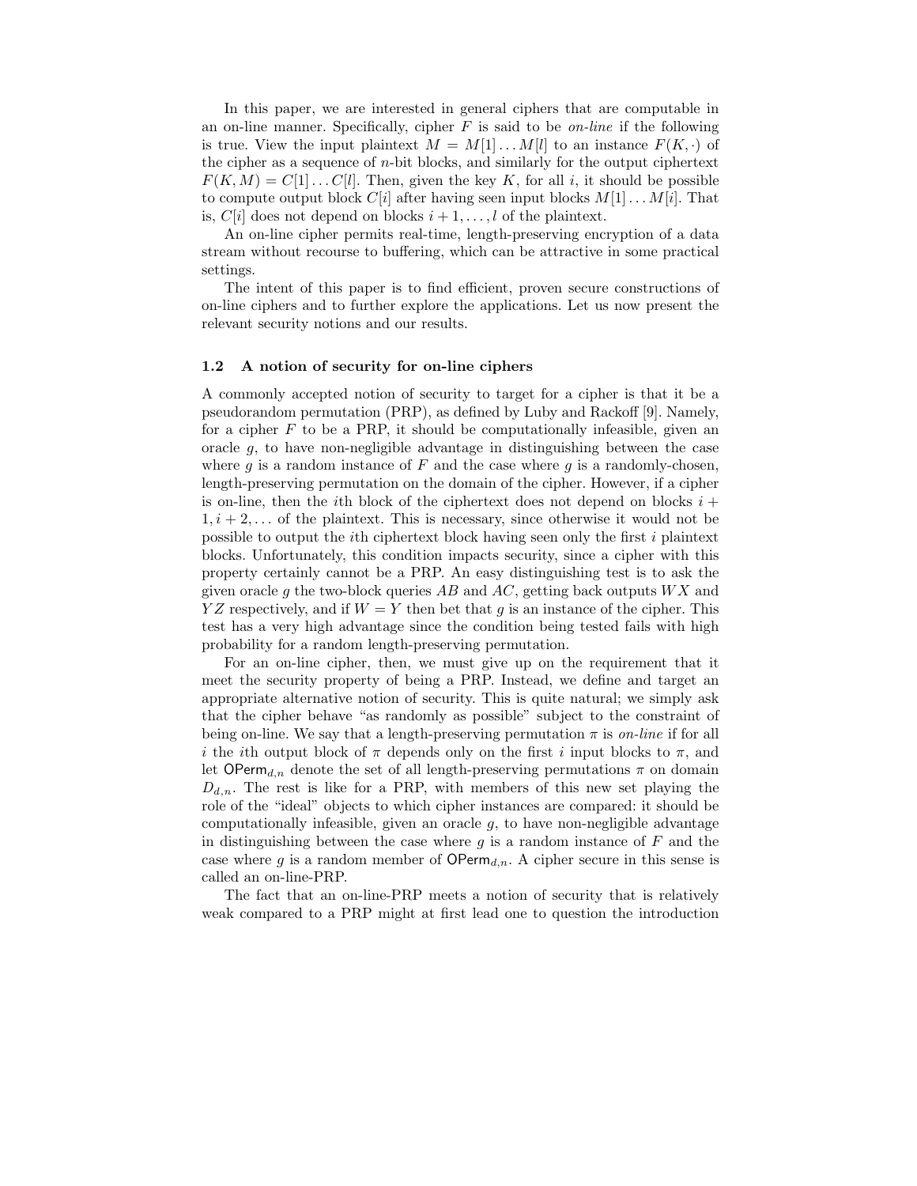In this paper, we are interested in general ciphers that are computable in an on-line manner. Specifically, cipher $F$ is said to be *on-line* if the following is true. View the input plaintext $M = M[1] \ldots M[l]$ to an instance $F(K, \cdot)$ of the cipher as a sequence of $n$-bit blocks, and similarly for the output ciphertext $F(K, M) = C[1] \ldots C[l]$. Then, given the key $K$, for all $i$, it should be possible to compute output block $C[i]$ after having seen input blocks $M[1] \ldots M[i]$. That is, $C[i]$ does not depend on blocks $i + 1, \ldots, l$ of the plaintext.

An on-line cipher permits real-time, length-preserving encryption of a data stream without recourse to buffering, which can be attractive in some practical settings.

The intent of this paper is to find efficient, proven secure constructions of on-line ciphers and to further explore the applications. Let us now present the relevant security notions and our results.

### 1.2 A notion of security for on-line ciphers

A commonly accepted notion of security to target for a cipher is that it be a pseudorandom permutation (PRP), as defined by Luby and Rackoff [9]. Namely, for a cipher $F$ to be a PRP, it should be computationally infeasible, given an oracle $g$, to have non-negligible advantage in distinguishing between the case where $g$ is a random instance of $F$ and the case where $g$ is a randomly-chosen, length-preserving permutation on the domain of the cipher. However, if a cipher is on-line, then the $i$th block of the ciphertext does not depend on blocks $i + 1, i + 2, \ldots$ of the plaintext. This is necessary, since otherwise it would not be possible to output the $i$th ciphertext block having seen only the first $i$ plaintext blocks. Unfortunately, this condition impacts security, since a cipher with this property certainly cannot be a PRP. An easy distinguishing test is to ask the given oracle $g$ the two-block queries $AB$ and $AC$, getting back outputs $WX$ and $YZ$ respectively, and if $W = Y$ then bet that $g$ is an instance of the cipher. This test has a very high advantage since the condition being tested fails with high probability for a random length-preserving permutation.

For an on-line cipher, then, we must give up on the requirement that it meet the security property of being a PRP. Instead, we define and target an appropriate alternative notion of security. This is quite natural; we simply ask that the cipher behave "as randomly as possible" subject to the constraint of being on-line. We say that a length-preserving permutation $\pi$ is *on-line* if for all $i$ the $i$th output block of $\pi$ depends only on the first $i$ input blocks to $\pi$, and let $\mathsf{OPerm}_{d,n}$ denote the set of all length-preserving permutations $\pi$ on domain $D_{d,n}$. The rest is like for a PRP, with members of this new set playing the role of the "ideal" objects to which cipher instances are compared: it should be computationally infeasible, given an oracle $g$, to have non-negligible advantage in distinguishing between the case where $g$ is a random instance of $F$ and the case where $g$ is a random member of $\mathsf{OPerm}_{d,n}$. A cipher secure in this sense is called an on-line-PRP.

The fact that an on-line-PRP meets a notion of security that is relatively weak compared to a PRP might at first lead one to question the introduction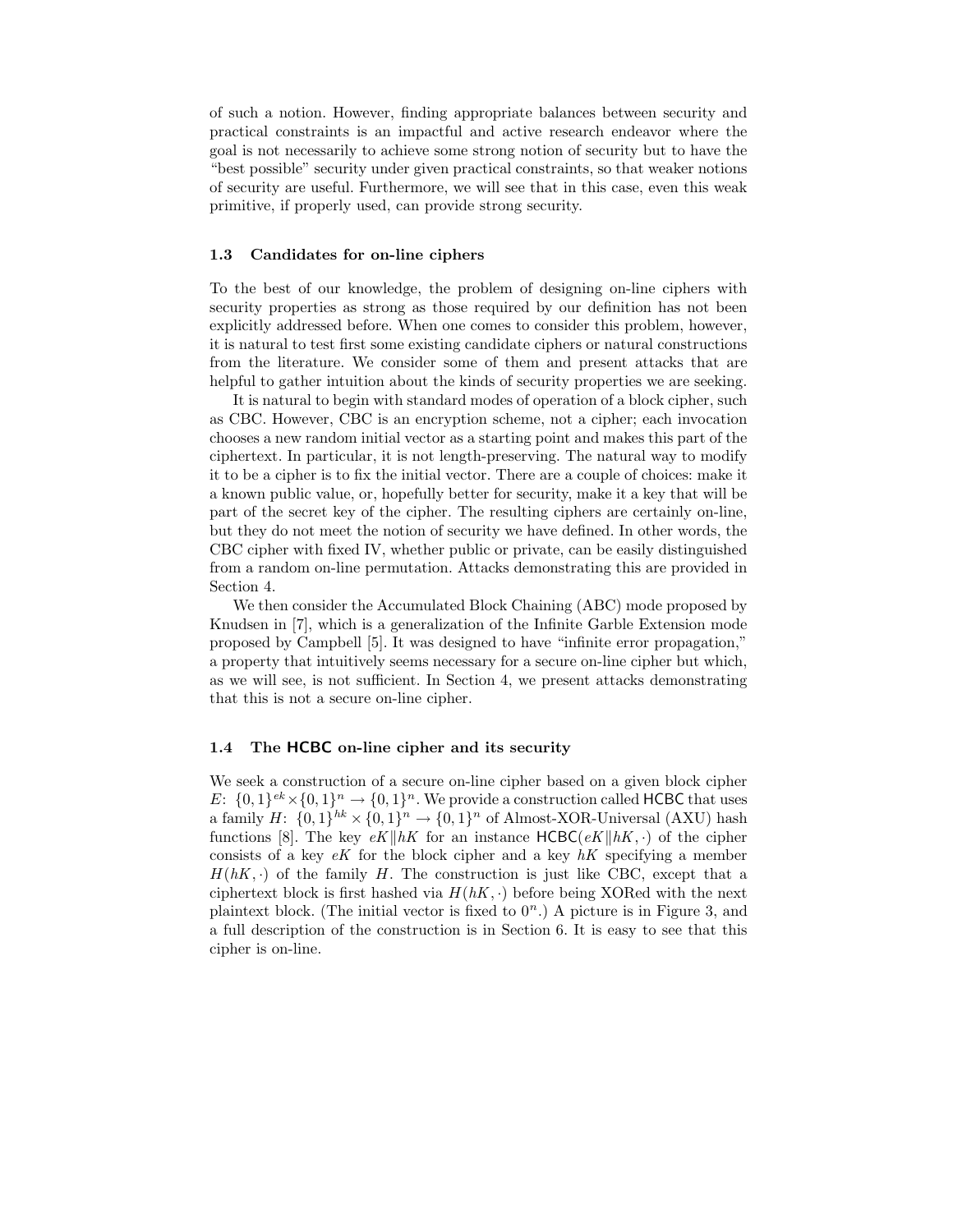of such a notion. However, finding appropriate balances between security and practical constraints is an impactful and active research endeavor where the goal is not necessarily to achieve some strong notion of security but to have the "best possible" security under given practical constraints, so that weaker notions of security are useful. Furthermore, we will see that in this case, even this weak primitive, if properly used, can provide strong security.

### 1.3 Candidates for on-line ciphers

To the best of our knowledge, the problem of designing on-line ciphers with security properties as strong as those required by our definition has not been explicitly addressed before. When one comes to consider this problem, however, it is natural to test first some existing candidate ciphers or natural constructions from the literature. We consider some of them and present attacks that are helpful to gather intuition about the kinds of security properties we are seeking.

It is natural to begin with standard modes of operation of a block cipher, such as CBC. However, CBC is an encryption scheme, not a cipher; each invocation chooses a new random initial vector as a starting point and makes this part of the ciphertext. In particular, it is not length-preserving. The natural way to modify it to be a cipher is to fix the initial vector. There are a couple of choices: make it a known public value, or, hopefully better for security, make it a key that will be part of the secret key of the cipher. The resulting ciphers are certainly on-line, but they do not meet the notion of security we have defined. In other words, the CBC cipher with fixed IV, whether public or private, can be easily distinguished from a random on-line permutation. Attacks demonstrating this are provided in Section 4.

We then consider the Accumulated Block Chaining (ABC) mode proposed by Knudsen in [7], which is a generalization of the Infinite Garble Extension mode proposed by Campbell [5]. It was designed to have "infinite error propagation," a property that intuitively seems necessary for a secure on-line cipher but which, as we will see, is not sufficient. In Section 4, we present attacks demonstrating that this is not a secure on-line cipher.

### 1.4 The HCBC on-line cipher and its security

We seek a construction of a secure on-line cipher based on a given block cipher $E\colon \{0,1\}^{ek} \times \{0,1\}^n \rightarrow \{0,1\}^n$. We provide a construction called HCBC that uses a family $H\colon \{0,1\}^{hk} \times \{0,1\}^n \rightarrow \{0,1\}^n$ of Almost-XOR-Universal (AXU) hash functions [8]. The key $eK \| hK$ for an instance $\mathsf{HCBC}(eK \| hK, \cdot)$ of the cipher consists of a key $eK$ for the block cipher and a key $hK$ specifying a member $H(hK, \cdot)$ of the family $H$. The construction is just like CBC, except that a ciphertext block is first hashed via $H(hK, \cdot)$ before being XORed with the next plaintext block. (The initial vector is fixed to $0^n$.) A picture is in Figure 3, and a full description of the construction is in Section 6. It is easy to see that this cipher is on-line.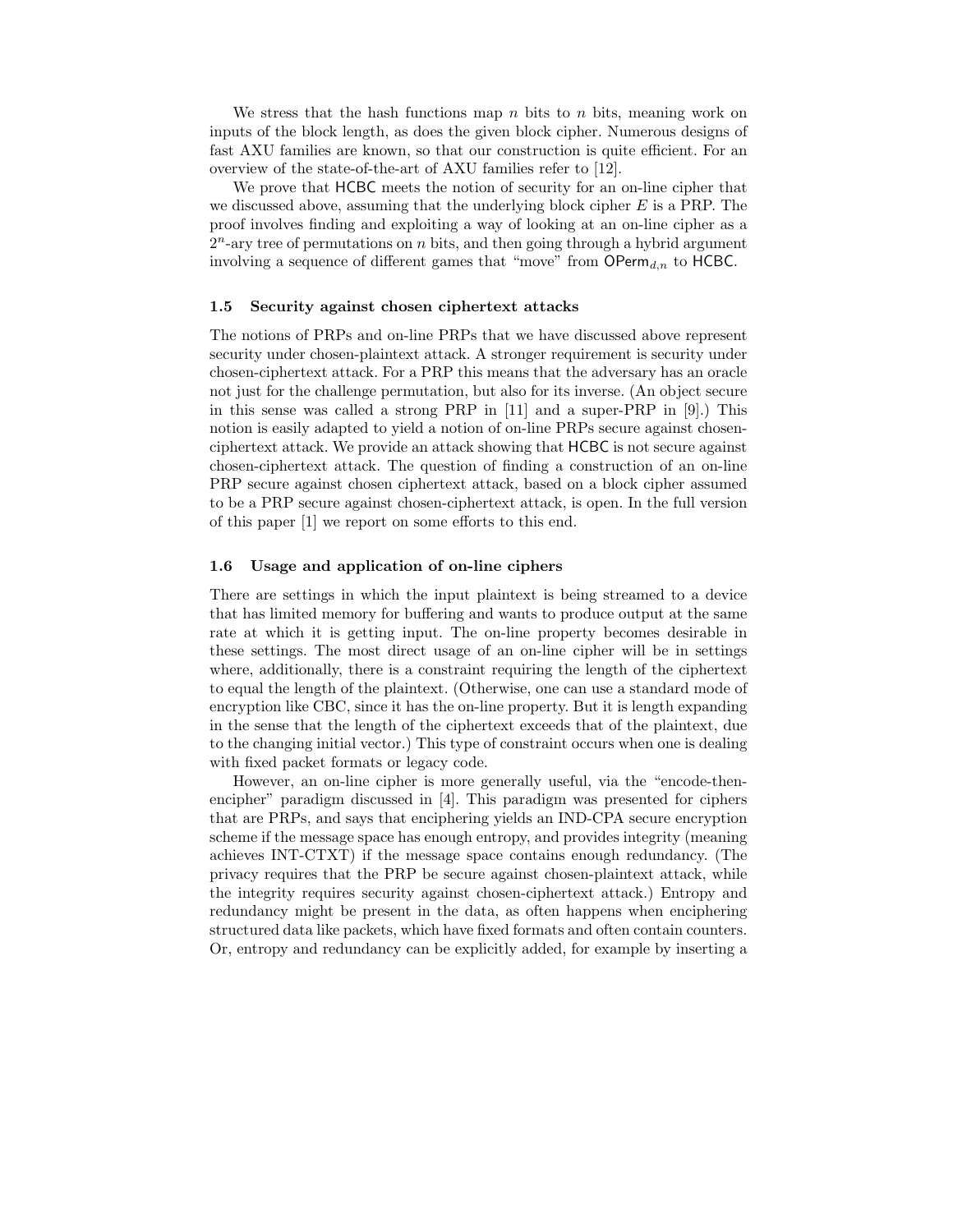We stress that the hash functions map $n$ bits to $n$ bits, meaning work on inputs of the block length, as does the given block cipher. Numerous designs of fast AXU families are known, so that our construction is quite efficient. For an overview of the state-of-the-art of AXU families refer to [12].

We prove that HCBC meets the notion of security for an on-line cipher that we discussed above, assuming that the underlying block cipher $E$ is a PRP. The proof involves finding and exploiting a way of looking at an on-line cipher as a $2^n$-ary tree of permutations on $n$ bits, and then going through a hybrid argument involving a sequence of different games that "move" from $\mathsf{OPerm}_{d,n}$ to HCBC.

### 1.5 Security against chosen ciphertext attacks

The notions of PRPs and on-line PRPs that we have discussed above represent security under chosen-plaintext attack. A stronger requirement is security under chosen-ciphertext attack. For a PRP this means that the adversary has an oracle not just for the challenge permutation, but also for its inverse. (An object secure in this sense was called a strong PRP in [11] and a super-PRP in [9].) This notion is easily adapted to yield a notion of on-line PRPs secure against chosen-ciphertext attack. We provide an attack showing that HCBC is not secure against chosen-ciphertext attack. The question of finding a construction of an on-line PRP secure against chosen ciphertext attack, based on a block cipher assumed to be a PRP secure against chosen-ciphertext attack, is open. In the full version of this paper [1] we report on some efforts to this end.

### 1.6 Usage and application of on-line ciphers

There are settings in which the input plaintext is being streamed to a device that has limited memory for buffering and wants to produce output at the same rate at which it is getting input. The on-line property becomes desirable in these settings. The most direct usage of an on-line cipher will be in settings where, additionally, there is a constraint requiring the length of the ciphertext to equal the length of the plaintext. (Otherwise, one can use a standard mode of encryption like CBC, since it has the on-line property. But it is length expanding in the sense that the length of the ciphertext exceeds that of the plaintext, due to the changing initial vector.) This type of constraint occurs when one is dealing with fixed packet formats or legacy code.

However, an on-line cipher is more generally useful, via the "encode-then-encipher" paradigm discussed in [4]. This paradigm was presented for ciphers that are PRPs, and says that enciphering yields an IND-CPA secure encryption scheme if the message space has enough entropy, and provides integrity (meaning achieves INT-CTXT) if the message space contains enough redundancy. (The privacy requires that the PRP be secure against chosen-plaintext attack, while the integrity requires security against chosen-ciphertext attack.) Entropy and redundancy might be present in the data, as often happens when enciphering structured data like packets, which have fixed formats and often contain counters. Or, entropy and redundancy can be explicitly added, for example by inserting a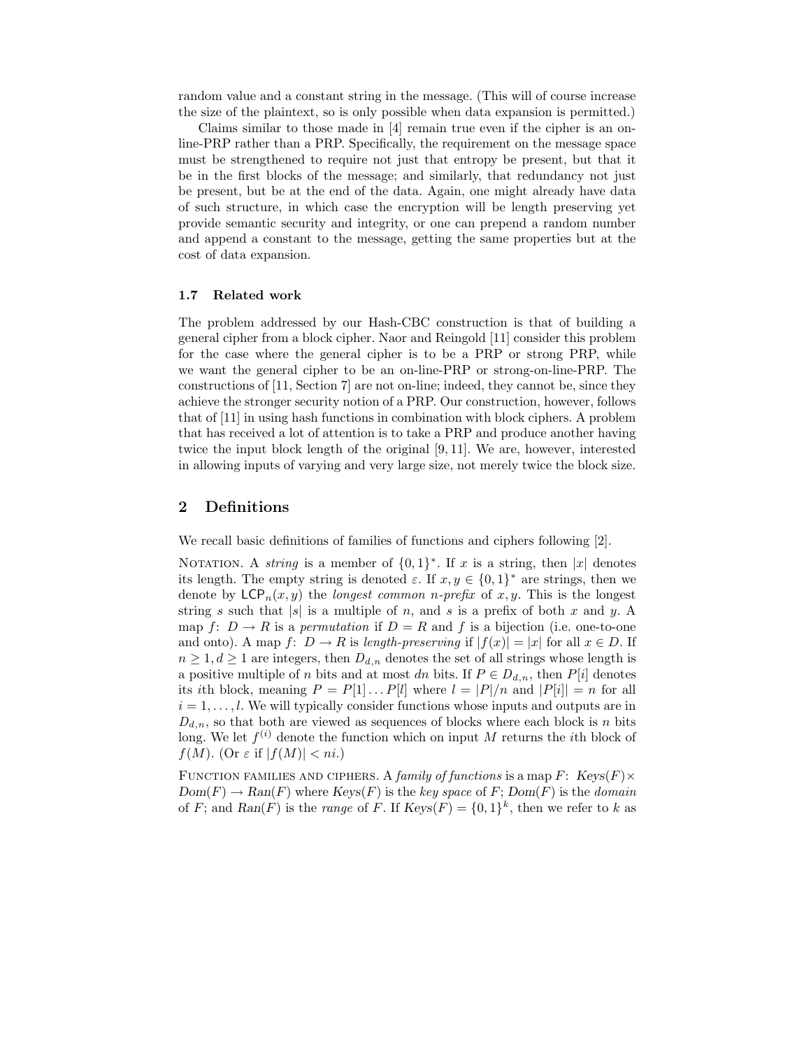random value and a constant string in the message. (This will of course increase the size of the plaintext, so is only possible when data expansion is permitted.)

Claims similar to those made in [4] remain true even if the cipher is an on-line-PRP rather than a PRP. Specifically, the requirement on the message space must be strengthened to require not just that entropy be present, but that it be in the first blocks of the message; and similarly, that redundancy not just be present, but be at the end of the data. Again, one might already have data of such structure, in which case the encryption will be length preserving yet provide semantic security and integrity, or one can prepend a random number and append a constant to the message, getting the same properties but at the cost of data expansion.

### 1.7 Related work

The problem addressed by our Hash-CBC construction is that of building a general cipher from a block cipher. Naor and Reingold [11] consider this problem for the case where the general cipher is to be a PRP or strong PRP, while we want the general cipher to be an on-line-PRP or strong-on-line-PRP. The constructions of [11, Section 7] are not on-line; indeed, they cannot be, since they achieve the stronger security notion of a PRP. Our construction, however, follows that of [11] in using hash functions in combination with block ciphers. A problem that has received a lot of attention is to take a PRP and produce another having twice the input block length of the original [9, 11]. We are, however, interested in allowing inputs of varying and very large size, not merely twice the block size.

## 2 Definitions

We recall basic definitions of families of functions and ciphers following [2].

Notation. A *string* is a member of $\{0,1\}^*$. If $x$ is a string, then $|x|$ denotes its length. The empty string is denoted $\varepsilon$. If $x, y \in \{0,1\}^*$ are strings, then we denote by $\mathsf{LCP}_n(x, y)$ the *longest common n-prefix* of $x, y$. This is the longest string $s$ such that $|s|$ is a multiple of $n$, and $s$ is a prefix of both $x$ and $y$. A map $f\colon D \to R$ is a *permutation* if $D = R$ and $f$ is a bijection (i.e. one-to-one and onto). A map $f\colon D \to R$ is *length-preserving* if $|f(x)| = |x|$ for all $x \in D$. If $n \geq 1, d \geq 1$ are integers, then $D_{d,n}$ denotes the set of all strings whose length is a positive multiple of $n$ bits and at most $dn$ bits. If $P \in D_{d,n}$, then $P[i]$ denotes its $i$th block, meaning $P = P[1] \ldots P[l]$ where $l = |P|/n$ and $|P[i]| = n$ for all $i = 1, \ldots, l$. We will typically consider functions whose inputs and outputs are in $D_{d,n}$, so that both are viewed as sequences of blocks where each block is $n$ bits long. We let $f^{(i)}$ denote the function which on input $M$ returns the $i$th block of $f(M)$. (Or $\varepsilon$ if $|f(M)| < ni$.)

Function families and ciphers. A *family of functions* is a map $F\colon \mathit{Keys}(F) \times \mathit{Dom}(F) \to \mathit{Ran}(F)$ where $\mathit{Keys}(F)$ is the *key space* of $F$; $\mathit{Dom}(F)$ is the *domain* of $F$; and $\mathit{Ran}(F)$ is the *range* of $F$. If $\mathit{Keys}(F) = \{0,1\}^k$, then we refer to $k$ as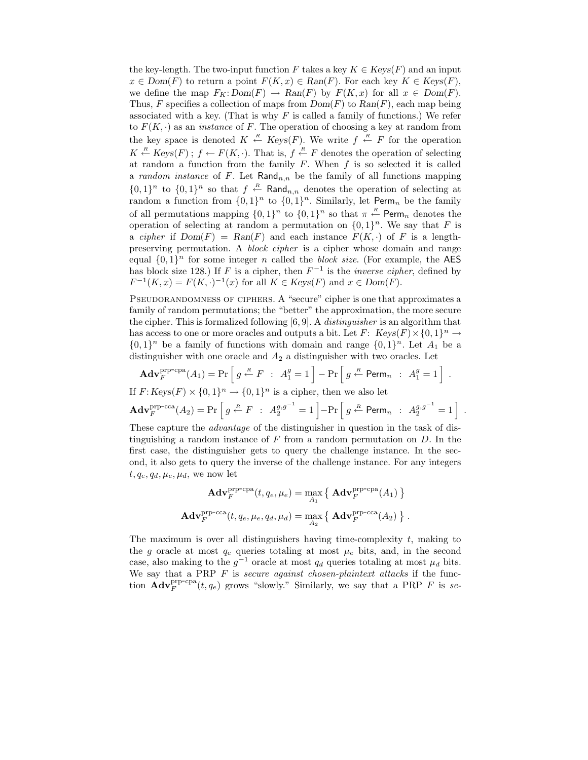the key-length. The two-input function $F$ takes a key $K \in \mathit{Keys}(F)$ and an input $x \in \mathit{Dom}(F)$ to return a point $F(K, x) \in \mathit{Ran}(F)$. For each key $K \in \mathit{Keys}(F)$, we define the map $F_K \colon \mathit{Dom}(F) \to \mathit{Ran}(F)$ by $F(K, x)$ for all $x \in \mathit{Dom}(F)$. Thus, $F$ specifies a collection of maps from $\mathit{Dom}(F)$ to $\mathit{Ran}(F)$, each map being associated with a key. (That is why $F$ is called a family of functions.) We refer to $F(K, \cdot)$ as an *instance* of $F$. The operation of choosing a key at random from the key space is denoted $K \stackrel{R}{\leftarrow} \mathit{Keys}(F)$. We write $f \stackrel{R}{\leftarrow} F$ for the operation $K \stackrel{R}{\leftarrow} \mathit{Keys}(F)\,;\ f \leftarrow F(K, \cdot)$. That is, $f \stackrel{R}{\leftarrow} F$ denotes the operation of selecting at random a function from the family $F$. When $f$ is so selected it is called a *random instance* of $F$. Let $\mathsf{Rand}_{n,n}$ be the family of all functions mapping $\{0,1\}^n$ to $\{0,1\}^n$ so that $f \stackrel{R}{\leftarrow} \mathsf{Rand}_{n,n}$ denotes the operation of selecting at random a function from $\{0,1\}^n$ to $\{0,1\}^n$. Similarly, let $\mathsf{Perm}_n$ be the family of all permutations mapping $\{0,1\}^n$ to $\{0,1\}^n$ so that $\pi \stackrel{R}{\leftarrow} \mathsf{Perm}_n$ denotes the operation of selecting at random a permutation on $\{0,1\}^n$. We say that $F$ is a *cipher* if $\mathit{Dom}(F) = \mathit{Ran}(F)$ and each instance $F(K, \cdot)$ of $F$ is a length-preserving permutation. A *block cipher* is a cipher whose domain and range equal $\{0,1\}^n$ for some integer $n$ called the *block size*. (For example, the AES has block size 128.) If $F$ is a cipher, then $F^{-1}$ is the *inverse cipher*, defined by $F^{-1}(K, x) = F(K, \cdot)^{-1}(x)$ for all $K \in \mathit{Keys}(F)$ and $x \in \mathit{Dom}(F)$.

Pseudorandomness of ciphers. A "secure" cipher is one that approximates a family of random permutations; the "better" the approximation, the more secure the cipher. This is formalized following [6, 9]. A *distinguisher* is an algorithm that has access to one or more oracles and outputs a bit. Let $F\colon\ \mathit{Keys}(F) \times \{0,1\}^n \to \{0,1\}^n$ be a family of functions with domain and range $\{0,1\}^n$. Let $A_1$ be a distinguisher with one oracle and $A_2$ a distinguisher with two oracles. Let

$$\mathbf{Adv}_F^{\text{prp-cpa}}(A_1) = \Pr\left[\, g \stackrel{R}{\leftarrow} F \ :\ A_1^g = 1 \,\right] - \Pr\left[\, g \stackrel{R}{\leftarrow} \mathsf{Perm}_n \ :\ A_1^g = 1 \,\right] .$$

If $F\colon \mathit{Keys}(F) \times \{0,1\}^n \to \{0,1\}^n$ is a cipher, then we also let

$$\mathbf{Adv}_F^{\text{prp-cca}}(A_2) = \Pr\left[\, g \stackrel{R}{\leftarrow} F \ :\ A_2^{g,g^{-1}} = 1 \,\right] - \Pr\left[\, g \stackrel{R}{\leftarrow} \mathsf{Perm}_n \ :\ A_2^{g,g^{-1}} = 1 \,\right] .$$

These capture the *advantage* of the distinguisher in question in the task of distinguishing a random instance of $F$ from a random permutation on $D$. In the first case, the distinguisher gets to query the challenge instance. In the second, it also gets to query the inverse of the challenge instance. For any integers $t, q_e, q_d, \mu_e, \mu_d$, we now let

$$\mathbf{Adv}_F^{\text{prp-cpa}}(t, q_e, \mu_e) = \max_{A_1} \left\{\, \mathbf{Adv}_F^{\text{prp-cpa}}(A_1) \,\right\}$$

$$\mathbf{Adv}_F^{\text{prp-cca}}(t, q_e, \mu_e, q_d, \mu_d) = \max_{A_2} \left\{\, \mathbf{Adv}_F^{\text{prp-cca}}(A_2) \,\right\} .$$

The maximum is over all distinguishers having time-complexity $t$, making to the $g$ oracle at most $q_e$ queries totaling at most $\mu_e$ bits, and, in the second case, also making to the $g^{-1}$ oracle at most $q_d$ queries totaling at most $\mu_d$ bits. We say that a PRP $F$ is *secure against chosen-plaintext attacks* if the function $\mathbf{Adv}_F^{\text{prp-cpa}}(t, q_e)$ grows "slowly." Similarly, we say that a PRP $F$ is *se-*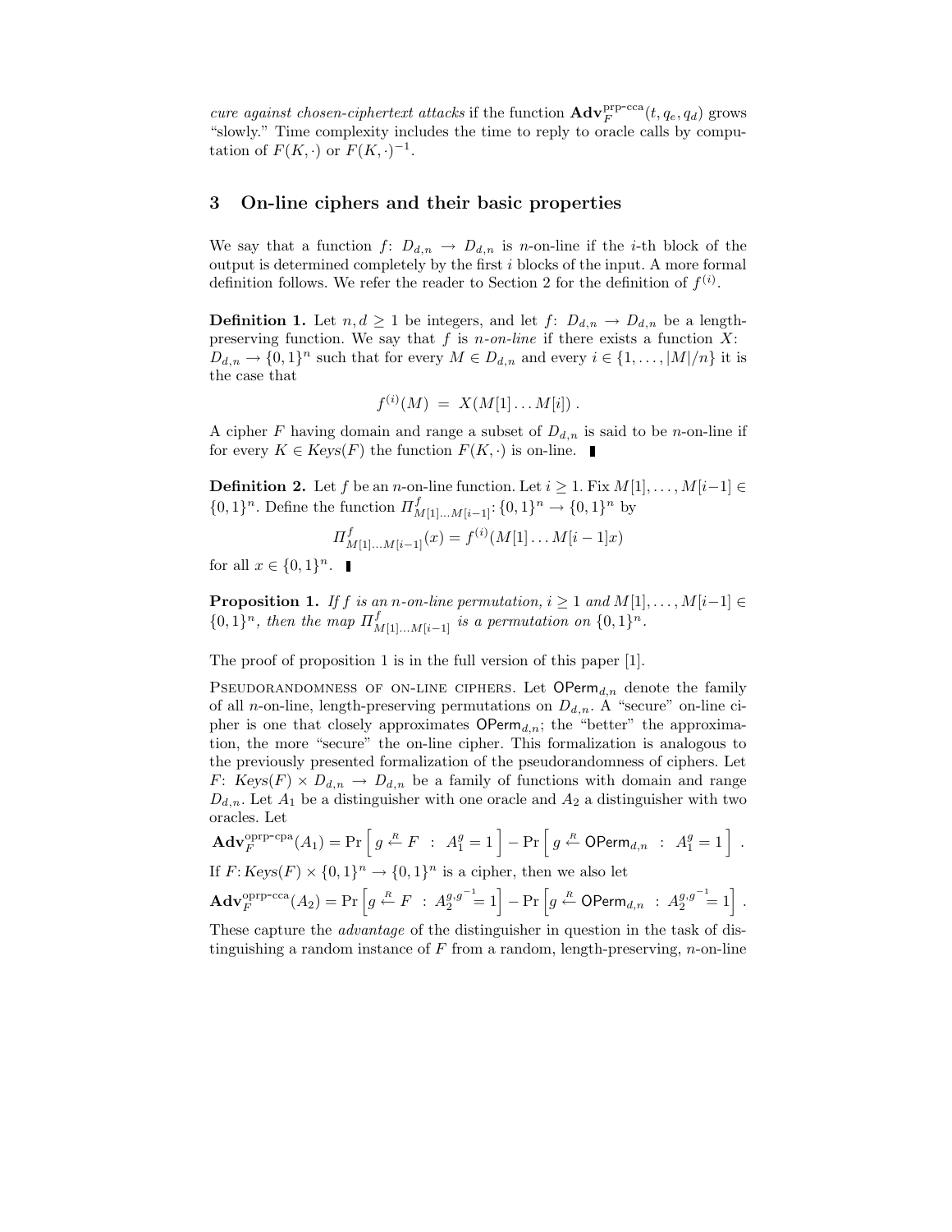*cure against chosen-ciphertext attacks* if the function $\mathbf{Adv}_F^{\text{prp-cca}}(t, q_e, q_d)$ grows "slowly." Time complexity includes the time to reply to oracle calls by computation of $F(K, \cdot)$ or $F(K, \cdot)^{-1}$.

## 3 On-line ciphers and their basic properties

We say that a function $f\colon D_{d,n} \to D_{d,n}$ is $n$-on-line if the $i$-th block of the output is determined completely by the first $i$ blocks of the input. A more formal definition follows. We refer the reader to Section 2 for the definition of $f^{(i)}$.

**Definition 1.** Let $n, d \geq 1$ be integers, and let $f\colon D_{d,n} \to D_{d,n}$ be a length-preserving function. We say that $f$ is *n-on-line* if there exists a function $X$: $D_{d,n} \to \{0,1\}^n$ such that for every $M \in D_{d,n}$ and every $i \in \{1, \ldots, |M|/n\}$ it is the case that

$$f^{(i)}(M) \;=\; X(M[1] \ldots M[i]) \; .$$

A cipher $F$ having domain and range a subset of $D_{d,n}$ is said to be $n$-on-line if for every $K \in \mathit{Keys}(F)$ the function $F(K, \cdot)$ is on-line. ∎

**Definition 2.** Let $f$ be an $n$-on-line function. Let $i \geq 1$. Fix $M[1], \ldots, M[i-1] \in \{0,1\}^n$. Define the function $\Pi^f_{M[1]\ldots M[i-1]}\colon \{0,1\}^n \to \{0,1\}^n$ by

$$\Pi^f_{M[1]\ldots M[i-1]}(x) = f^{(i)}(M[1] \ldots M[i-1]x)$$

for all $x \in \{0,1\}^n$. ∎

**Proposition 1.** *If $f$ is an $n$-on-line permutation, $i \geq 1$ and $M[1], \ldots, M[i-1] \in \{0,1\}^n$, then the map $\Pi^f_{M[1]\ldots M[i-1]}$ is a permutation on $\{0,1\}^n$.*

The proof of proposition 1 is in the full version of this paper [1].

Pseudorandomness of on-line ciphers. Let $\mathsf{OPerm}_{d,n}$ denote the family of all $n$-on-line, length-preserving permutations on $D_{d,n}$. A "secure" on-line cipher is one that closely approximates $\mathsf{OPerm}_{d,n}$; the "better" the approximation, the more "secure" the on-line cipher. This formalization is analogous to the previously presented formalization of the pseudorandomness of ciphers. Let $F$: $\mathit{Keys}(F) \times D_{d,n} \to D_{d,n}$ be a family of functions with domain and range $D_{d,n}$. Let $A_1$ be a distinguisher with one oracle and $A_2$ a distinguisher with two oracles. Let

$$\mathbf{Adv}_F^{\text{oprp-cpa}}(A_1) = \Pr\left[\, g \stackrel{R}{\leftarrow} F \;:\; A_1^g = 1 \,\right] - \Pr\left[\, g \stackrel{R}{\leftarrow} \mathsf{OPerm}_{d,n} \;:\; A_1^g = 1 \,\right] .$$

If $F\colon \mathit{Keys}(F) \times \{0,1\}^n \to \{0,1\}^n$ is a cipher, then we also let

$$\mathbf{Adv}_F^{\text{oprp-cca}}(A_2) = \Pr\left[ g \stackrel{R}{\leftarrow} F \;:\; A_2^{g,g^{-1}} = 1 \right] - \Pr\left[ g \stackrel{R}{\leftarrow} \mathsf{OPerm}_{d,n} \;:\; A_2^{g,g^{-1}} = 1 \right] .$$

These capture the *advantage* of the distinguisher in question in the task of distinguishing a random instance of $F$ from a random, length-preserving, $n$-on-line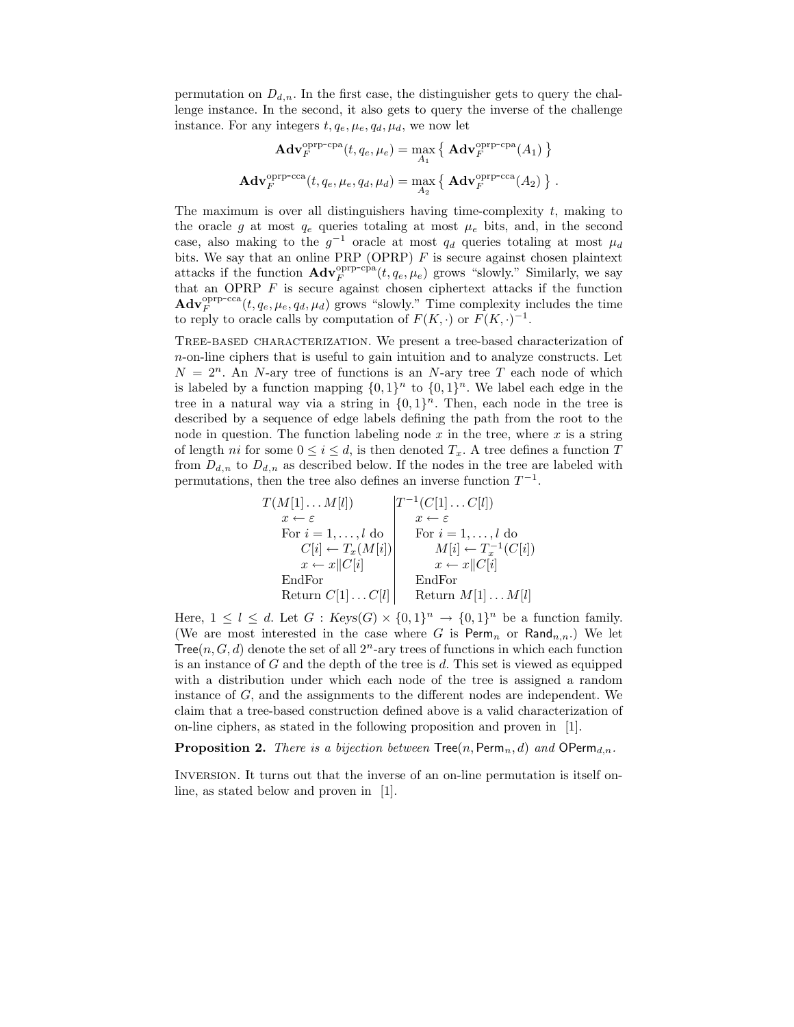permutation on $D_{d,n}$. In the first case, the distinguisher gets to query the challenge instance. In the second, it also gets to query the inverse of the challenge instance. For any integers $t, q_e, \mu_e, q_d, \mu_d$, we now let

$$\mathbf{Adv}_F^{\text{oprp-cpa}}(t, q_e, \mu_e) = \max_{A_1} \left\{ \mathbf{Adv}_F^{\text{oprp-cpa}}(A_1) \right\}$$

$$\mathbf{Adv}_F^{\text{oprp-cca}}(t, q_e, \mu_e, q_d, \mu_d) = \max_{A_2} \left\{ \mathbf{Adv}_F^{\text{oprp-cca}}(A_2) \right\} .$$

The maximum is over all distinguishers having time-complexity $t$, making to the oracle $g$ at most $q_e$ queries totaling at most $\mu_e$ bits, and, in the second case, also making to the $g^{-1}$ oracle at most $q_d$ queries totaling at most $\mu_d$ bits. We say that an online PRP (OPRP) $F$ is secure against chosen plaintext attacks if the function $\mathbf{Adv}_F^{\text{oprp-cpa}}(t, q_e, \mu_e)$ grows "slowly." Similarly, we say that an OPRP $F$ is secure against chosen ciphertext attacks if the function $\mathbf{Adv}_F^{\text{oprp-cca}}(t, q_e, \mu_e, q_d, \mu_d)$ grows "slowly." Time complexity includes the time to reply to oracle calls by computation of $F(K, \cdot)$ or $F(K, \cdot)^{-1}$.

Tree-based characterization. We present a tree-based characterization of $n$-on-line ciphers that is useful to gain intuition and to analyze constructs. Let $N = 2^n$. An $N$-ary tree of functions is an $N$-ary tree $T$ each node of which is labeled by a function mapping $\{0,1\}^n$ to $\{0,1\}^n$. We label each edge in the tree in a natural way via a string in $\{0,1\}^n$. Then, each node in the tree is described by a sequence of edge labels defining the path from the root to the node in question. The function labeling node $x$ in the tree, where $x$ is a string of length $ni$ for some $0 \le i \le d$, is then denoted $T_x$. A tree defines a function $T$ from $D_{d,n}$ to $D_{d,n}$ as described below. If the nodes in the tree are labeled with permutations, then the tree also defines an inverse function $T^{-1}$.

| $T(M[1] \ldots M[l])$ | $T^{-1}(C[1] \ldots C[l])$ |
|---|---|
| $x \leftarrow \varepsilon$ | $x \leftarrow \varepsilon$ |
| For $i = 1, \ldots, l$ do | For $i = 1, \ldots, l$ do |
| $C[i] \leftarrow T_x(M[i])$ | $M[i] \leftarrow T_x^{-1}(C[i])$ |
| $x \leftarrow x \| C[i]$ | $x \leftarrow x \| C[i]$ |
| EndFor | EndFor |
| Return $C[1] \ldots C[l]$ | Return $M[1] \ldots M[l]$ |

Here, $1 \le l \le d$. Let $G : Keys(G) \times \{0,1\}^n \to \{0,1\}^n$ be a function family. (We are most interested in the case where $G$ is $\mathsf{Perm}_n$ or $\mathsf{Rand}_{n,n}$.) We let $\mathsf{Tree}(n, G, d)$ denote the set of all $2^n$-ary trees of functions in which each function is an instance of $G$ and the depth of the tree is $d$. This set is viewed as equipped with a distribution under which each node of the tree is assigned a random instance of $G$, and the assignments to the different nodes are independent. We claim that a tree-based construction defined above is a valid characterization of on-line ciphers, as stated in the following proposition and proven in [1].

**Proposition 2.** *There is a bijection between* $\mathsf{Tree}(n, \mathsf{Perm}_n, d)$ *and* $\mathsf{OPerm}_{d,n}$.

Inversion. It turns out that the inverse of an on-line permutation is itself on-line, as stated below and proven in [1].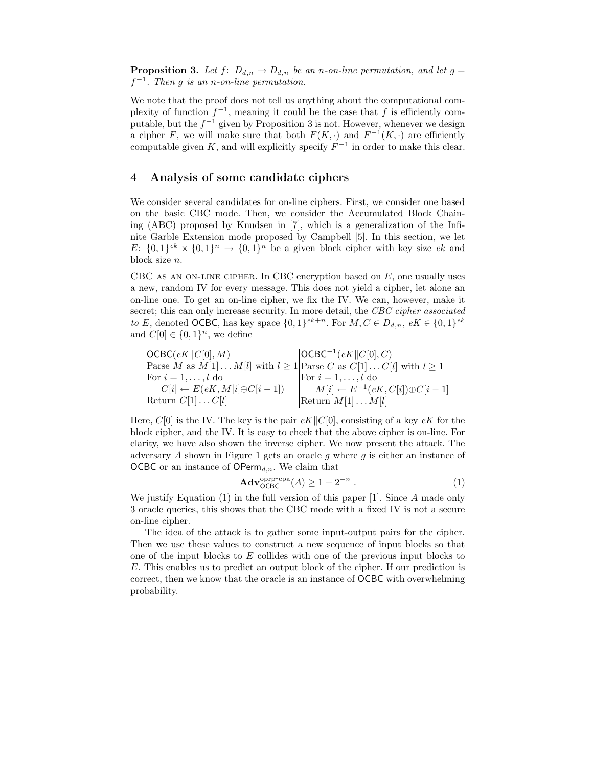**Proposition 3.** *Let $f\colon D_{d,n} \to D_{d,n}$ be an n-on-line permutation, and let $g = f^{-1}$. Then g is an n-on-line permutation.*

We note that the proof does not tell us anything about the computational complexity of function $f^{-1}$, meaning it could be the case that $f$ is efficiently computable, but the $f^{-1}$ given by Proposition 3 is not. However, whenever we design a cipher $F$, we will make sure that both $F(K, \cdot)$ and $F^{-1}(K, \cdot)$ are efficiently computable given $K$, and will explicitly specify $F^{-1}$ in order to make this clear.

## 4 Analysis of some candidate ciphers

We consider several candidates for on-line ciphers. First, we consider one based on the basic CBC mode. Then, we consider the Accumulated Block Chaining (ABC) proposed by Knudsen in [7], which is a generalization of the Infinite Garble Extension mode proposed by Campbell [5]. In this section, we let $E\colon \{0,1\}^{ek} \times \{0,1\}^n \to \{0,1\}^n$ be a given block cipher with key size $ek$ and block size $n$.

CBC AS AN ON-LINE CIPHER. In CBC encryption based on $E$, one usually uses a new, random IV for every message. This does not yield a cipher, let alone an on-line one. To get an on-line cipher, we fix the IV. We can, however, make it secret; this can only increase security. In more detail, the *CBC cipher associated to E*, denoted $\mathsf{OCBC}$, has key space $\{0,1\}^{ek+n}$. For $M, C \in D_{d,n}$, $eK \in \{0,1\}^{ek}$ and $C[0] \in \{0,1\}^n$, we define

| $\mathsf{OCBC}(eK \| C[0], M)$ | $\mathsf{OCBC}^{-1}(eK \| C[0], C)$ |
|---|---|
| Parse $M$ as $M[1] \ldots M[l]$ with $l \geq 1$ | Parse $C$ as $C[1] \ldots C[l]$ with $l \geq 1$ |
| For $i = 1, \ldots, l$ do | For $i = 1, \ldots, l$ do |
| $\quad C[i] \leftarrow E(eK, M[i] \oplus C[i-1])$ | $\quad M[i] \leftarrow E^{-1}(eK, C[i]) \oplus C[i-1]$ |
| Return $C[1] \ldots C[l]$ | Return $M[1] \ldots M[l]$ |

Here, $C[0]$ is the IV. The key is the pair $eK \| C[0]$, consisting of a key $eK$ for the block cipher, and the IV. It is easy to check that the above cipher is on-line. For clarity, we have also shown the inverse cipher. We now present the attack. The adversary $A$ shown in Figure 1 gets an oracle $g$ where $g$ is either an instance of $\mathsf{OCBC}$ or an instance of $\mathsf{OPerm}_{d,n}$. We claim that

$$\mathbf{Adv}^{\text{oprp-cpa}}_{\mathsf{OCBC}}(A) \geq 1 - 2^{-n} \ . \tag{1}$$

We justify Equation (1) in the full version of this paper [1]. Since $A$ made only 3 oracle queries, this shows that the CBC mode with a fixed IV is not a secure on-line cipher.

The idea of the attack is to gather some input-output pairs for the cipher. Then we use these values to construct a new sequence of input blocks so that one of the input blocks to $E$ collides with one of the previous input blocks to $E$. This enables us to predict an output block of the cipher. If our prediction is correct, then we know that the oracle is an instance of $\mathsf{OCBC}$ with overwhelming probability.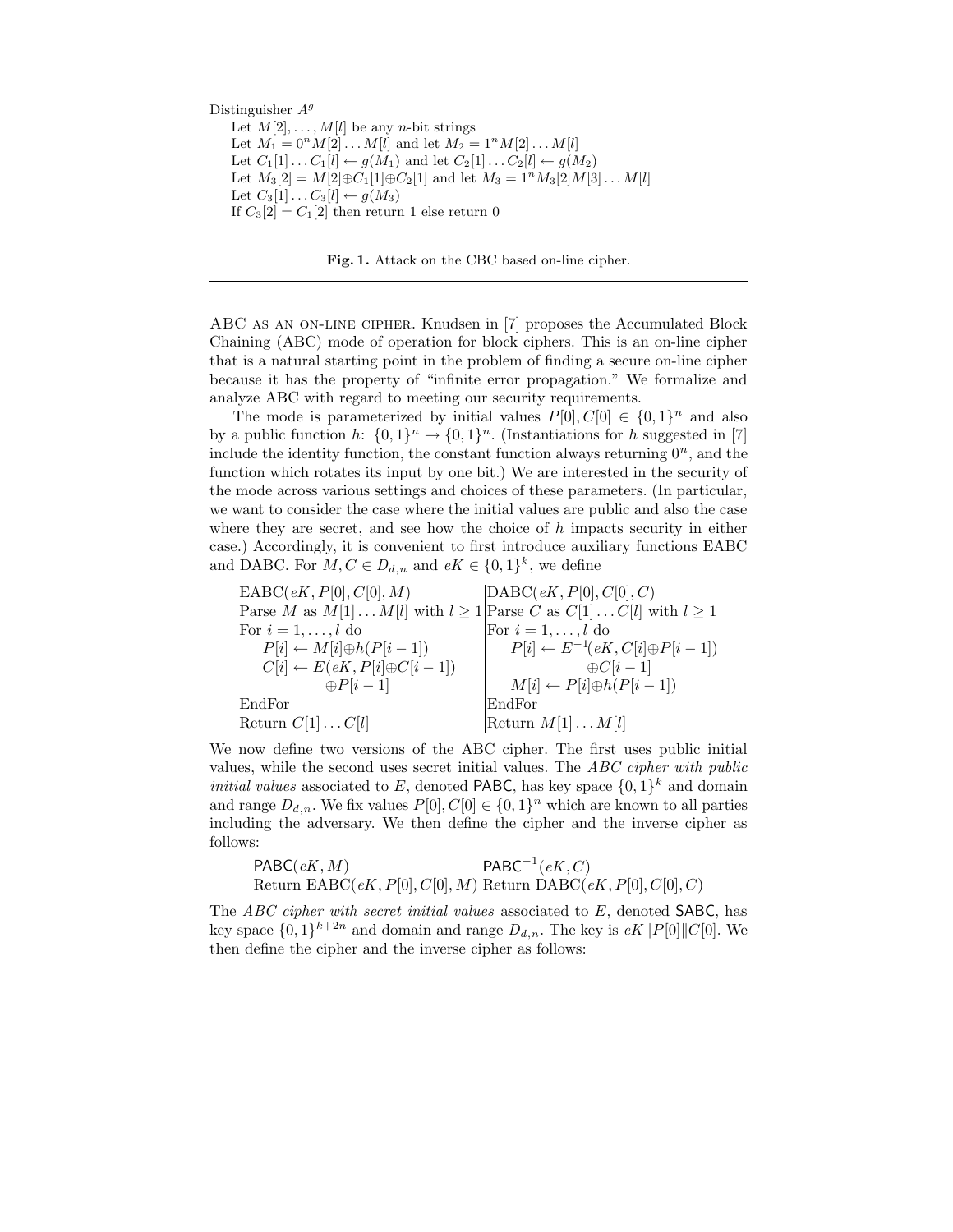```
Distinguisher A^g
    Let M[2], ..., M[l] be any n-bit strings
    Let M_1 = 0^n M[2] ... M[l] and let M_2 = 1^n M[2] ... M[l]
    Let C_1[1] ... C_1[l] ← g(M_1) and let C_2[1] ... C_2[l] ← g(M_2)
    Let M_3[2] = M[2]⊕C_1[1]⊕C_2[1] and let M_3 = 1^n M_3[2]M[3] ... M[l]
    Let C_3[1] ... C_3[l] ← g(M_3)
    If C_3[2] = C_1[2] then return 1 else return 0
```

**Fig. 1.** Attack on the CBC based on-line cipher.

ABC AS AN ON-LINE CIPHER. Knudsen in [7] proposes the Accumulated Block Chaining (ABC) mode of operation for block ciphers. This is an on-line cipher that is a natural starting point in the problem of finding a secure on-line cipher because it has the property of "infinite error propagation." We formalize and analyze ABC with regard to meeting our security requirements.

The mode is parameterized by initial values $P[0], C[0] \in \{0,1\}^n$ and also by a public function $h\colon \{0,1\}^n \to \{0,1\}^n$. (Instantiations for $h$ suggested in [7] include the identity function, the constant function always returning $0^n$, and the function which rotates its input by one bit.) We are interested in the security of the mode across various settings and choices of these parameters. (In particular, we want to consider the case where the initial values are public and also the case where they are secret, and see how the choice of $h$ impacts security in either case.) Accordingly, it is convenient to first introduce auxiliary functions EABC and DABC. For $M, C \in D_{d,n}$ and $eK \in \{0,1\}^k$, we define

| EABC($eK, P[0], C[0], M$) | DABC($eK, P[0], C[0], C$) |
|---|---|
| Parse $M$ as $M[1] \dots M[l]$ with $l \geq 1$ | Parse $C$ as $C[1] \dots C[l]$ with $l \geq 1$ |
| For $i = 1, \dots, l$ do | For $i = 1, \dots, l$ do |
| $\quad P[i] \leftarrow M[i] \oplus h(P[i-1])$ | $\quad P[i] \leftarrow E^{-1}(eK, C[i] \oplus P[i-1])$ |
| $\quad C[i] \leftarrow E(eK, P[i] \oplus C[i-1])$ | $\qquad \oplus C[i-1]$ |
| $\qquad \oplus P[i-1]$ | $\quad M[i] \leftarrow P[i] \oplus h(P[i-1])$ |
| EndFor | EndFor |
| Return $C[1] \dots C[l]$ | Return $M[1] \dots M[l]$ |

We now define two versions of the ABC cipher. The first uses public initial values, while the second uses secret initial values. The *ABC cipher with public initial values* associated to $E$, denoted $\mathsf{PABC}$, has key space $\{0,1\}^k$ and domain and range $D_{d,n}$. We fix values $P[0], C[0] \in \{0,1\}^n$ which are known to all parties including the adversary. We then define the cipher and the inverse cipher as follows:

| $\mathsf{PABC}(eK, M)$ | $\mathsf{PABC}^{-1}(eK, C)$ |
|---|---|
| Return EABC($eK, P[0], C[0], M$) | Return DABC($eK, P[0], C[0], C$) |

The *ABC cipher with secret initial values* associated to $E$, denoted $\mathsf{SABC}$, has key space $\{0,1\}^{k+2n}$ and domain and range $D_{d,n}$. The key is $eK \| P[0] \| C[0]$. We then define the cipher and the inverse cipher as follows: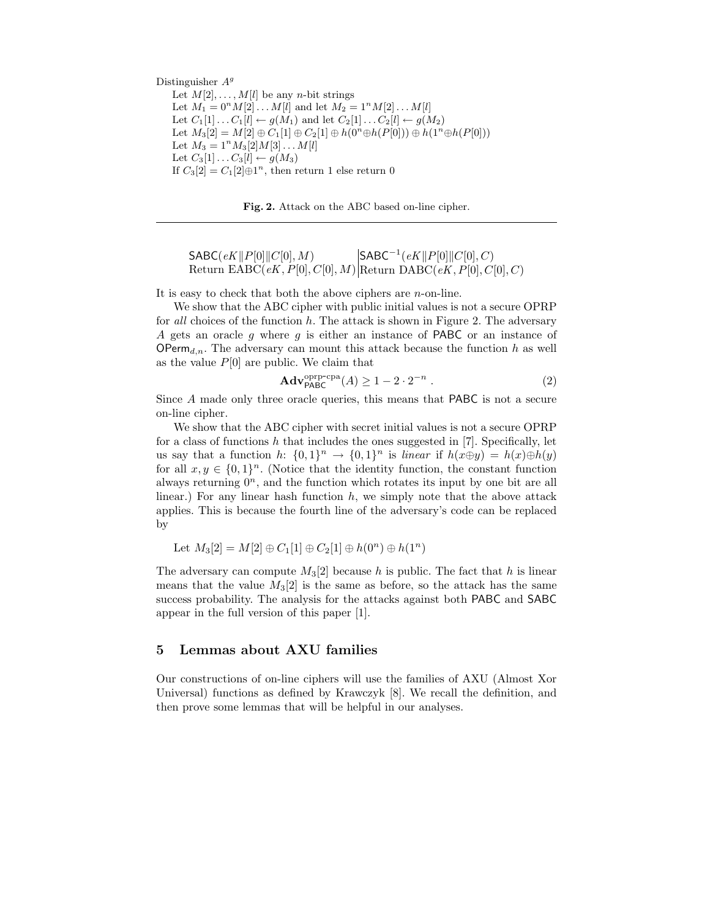```
Distinguisher A^g
    Let M[2], ..., M[l] be any n-bit strings
    Let M_1 = 0^n M[2] ... M[l] and let M_2 = 1^n M[2] ... M[l]
    Let C_1[1] ... C_1[l] ← g(M_1) and let C_2[1] ... C_2[l] ← g(M_2)
    Let M_3[2] = M[2] ⊕ C_1[1] ⊕ C_2[1] ⊕ h(0^n ⊕ h(P[0])) ⊕ h(1^n ⊕ h(P[0]))
    Let M_3 = 1^n M_3[2] M[3] ... M[l]
    Let C_3[1] ... C_3[l] ← g(M_3)
    If C_3[2] = C_1[2] ⊕ 1^n, then return 1 else return 0
```

**Fig. 2.** Attack on the ABC based on-line cipher.

| $\mathsf{SABC}(eK\\|P[0]\\|C[0], M)$ | $\mathsf{SABC}^{-1}(eK\\|P[0]\\|C[0], C)$ |
|---|---|
| Return $\mathrm{EABC}(eK, P[0], C[0], M)$ | Return $\mathrm{DABC}(eK, P[0], C[0], C)$ |

It is easy to check that both the above ciphers are $n$-on-line.

We show that the ABC cipher with public initial values is not a secure OPRP for *all* choices of the function $h$. The attack is shown in Figure 2. The adversary $A$ gets an oracle $g$ where $g$ is either an instance of $\mathsf{PABC}$ or an instance of $\mathsf{OPerm}_{d,n}$. The adversary can mount this attack because the function $h$ as well as the value $P[0]$ are public. We claim that

$$\mathbf{Adv}^{\mathrm{oprp\text{-}cpa}}_{\mathsf{PABC}}(A) \geq 1 - 2 \cdot 2^{-n} \; . \tag{2}$$

Since $A$ made only three oracle queries, this means that $\mathsf{PABC}$ is not a secure on-line cipher.

We show that the ABC cipher with secret initial values is not a secure OPRP for a class of functions $h$ that includes the ones suggested in [7]. Specifically, let us say that a function $h$: $\{0,1\}^n \rightarrow \{0,1\}^n$ is *linear* if $h(x \oplus y) = h(x) \oplus h(y)$ for all $x, y \in \{0,1\}^n$. (Notice that the identity function, the constant function always returning $0^n$, and the function which rotates its input by one bit are all linear.) For any linear hash function $h$, we simply note that the above attack applies. This is because the fourth line of the adversary's code can be replaced by

Let $M_3[2] = M[2] \oplus C_1[1] \oplus C_2[1] \oplus h(0^n) \oplus h(1^n)$

The adversary can compute $M_3[2]$ because $h$ is public. The fact that $h$ is linear means that the value $M_3[2]$ is the same as before, so the attack has the same success probability. The analysis for the attacks against both $\mathsf{PABC}$ and $\mathsf{SABC}$ appear in the full version of this paper [1].

## 5 Lemmas about AXU families

Our constructions of on-line ciphers will use the families of AXU (Almost Xor Universal) functions as defined by Krawczyk [8]. We recall the definition, and then prove some lemmas that will be helpful in our analyses.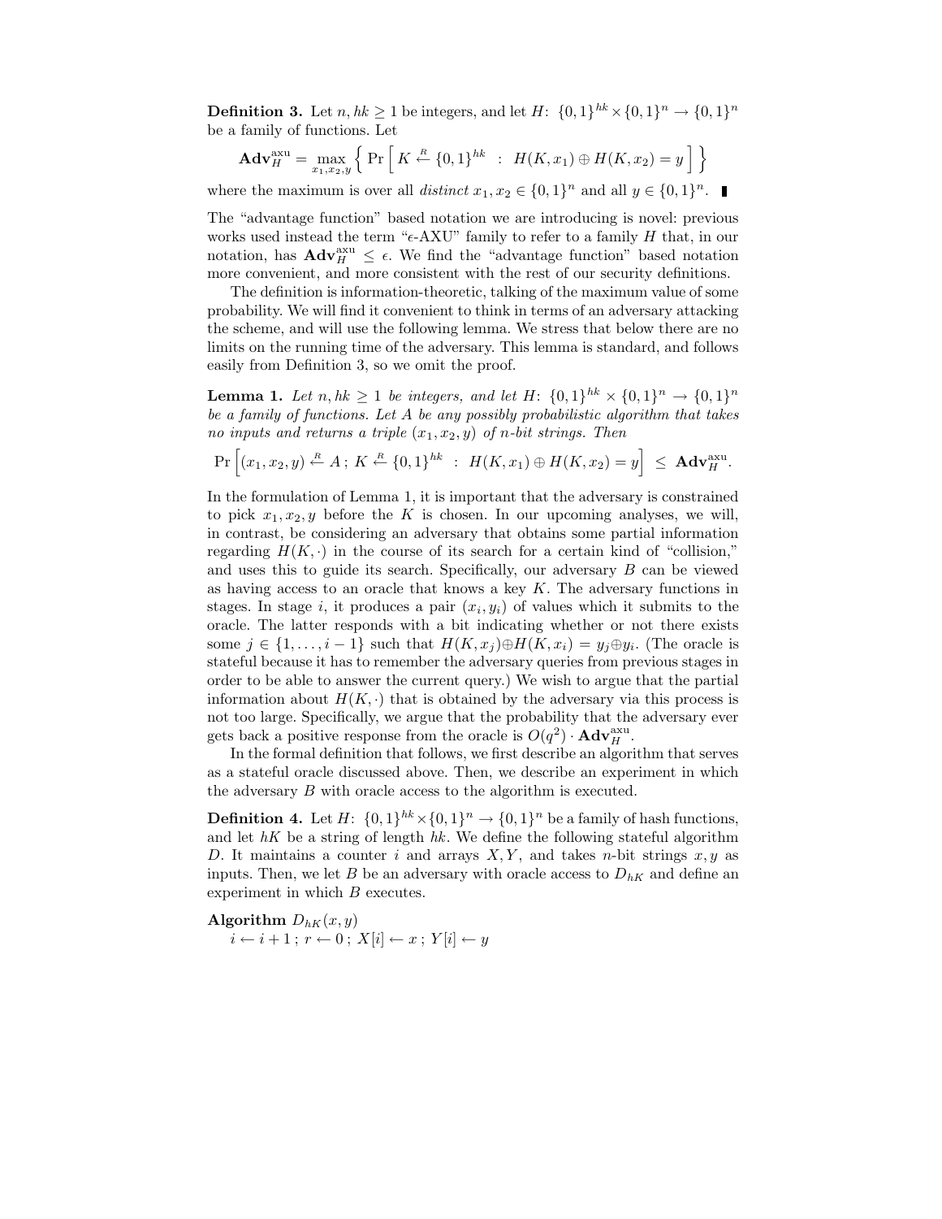**Definition 3.** Let $n, hk \geq 1$ be integers, and let $H\colon \{0,1\}^{hk} \times \{0,1\}^n \to \{0,1\}^n$ be a family of functions. Let

$$\mathbf{Adv}_H^{\mathrm{axu}} = \max_{x_1,x_2,y} \left\{ \Pr\left[ K \xleftarrow{R} \{0,1\}^{hk} \ : \ H(K,x_1) \oplus H(K,x_2) = y \right] \right\}$$

where the maximum is over all *distinct* $x_1, x_2 \in \{0,1\}^n$ and all $y \in \{0,1\}^n$. ∎

The "advantage function" based notation we are introducing is novel: previous works used instead the term "$\epsilon$-AXU" family to refer to a family $H$ that, in our notation, has $\mathbf{Adv}_H^{\mathrm{axu}} \leq \epsilon$. We find the "advantage function" based notation more convenient, and more consistent with the rest of our security definitions.

The definition is information-theoretic, talking of the maximum value of some probability. We will find it convenient to think in terms of an adversary attacking the scheme, and will use the following lemma. We stress that below there are no limits on the running time of the adversary. This lemma is standard, and follows easily from Definition 3, so we omit the proof.

**Lemma 1.** *Let $n, hk \geq 1$ be integers, and let $H\colon \{0,1\}^{hk} \times \{0,1\}^n \to \{0,1\}^n$ be a family of functions. Let $A$ be any possibly probabilistic algorithm that takes no inputs and returns a triple $(x_1, x_2, y)$ of $n$-bit strings. Then*

$$\Pr\left[(x_1,x_2,y) \xleftarrow{R} A\,;\ K \xleftarrow{R} \{0,1\}^{hk} \ : \ H(K,x_1) \oplus H(K,x_2) = y\right] \ \leq\ \mathbf{Adv}_H^{\mathrm{axu}}.$$

In the formulation of Lemma 1, it is important that the adversary is constrained to pick $x_1, x_2, y$ before the $K$ is chosen. In our upcoming analyses, we will, in contrast, be considering an adversary that obtains some partial information regarding $H(K,\cdot)$ in the course of its search for a certain kind of "collision," and uses this to guide its search. Specifically, our adversary $B$ can be viewed as having access to an oracle that knows a key $K$. The adversary functions in stages. In stage $i$, it produces a pair $(x_i, y_i)$ of values which it submits to the oracle. The latter responds with a bit indicating whether or not there exists some $j \in \{1,\ldots,i-1\}$ such that $H(K,x_j) \oplus H(K,x_i) = y_j \oplus y_i$. (The oracle is stateful because it has to remember the adversary queries from previous stages in order to be able to answer the current query.) We wish to argue that the partial information about $H(K,\cdot)$ that is obtained by the adversary via this process is not too large. Specifically, we argue that the probability that the adversary ever gets back a positive response from the oracle is $O(q^2) \cdot \mathbf{Adv}_H^{\mathrm{axu}}$.

In the formal definition that follows, we first describe an algorithm that serves as a stateful oracle discussed above. Then, we describe an experiment in which the adversary $B$ with oracle access to the algorithm is executed.

**Definition 4.** Let $H\colon \{0,1\}^{hk} \times \{0,1\}^n \to \{0,1\}^n$ be a family of hash functions, and let $hK$ be a string of length $hk$. We define the following stateful algorithm $D$. It maintains a counter $i$ and arrays $X, Y$, and takes $n$-bit strings $x, y$ as inputs. Then, we let $B$ be an adversary with oracle access to $D_{hK}$ and define an experiment in which $B$ executes.

**Algorithm** $D_{hK}(x,y)$
$\quad i \leftarrow i+1\,;\ r \leftarrow 0\,;\ X[i] \leftarrow x\,;\ Y[i] \leftarrow y$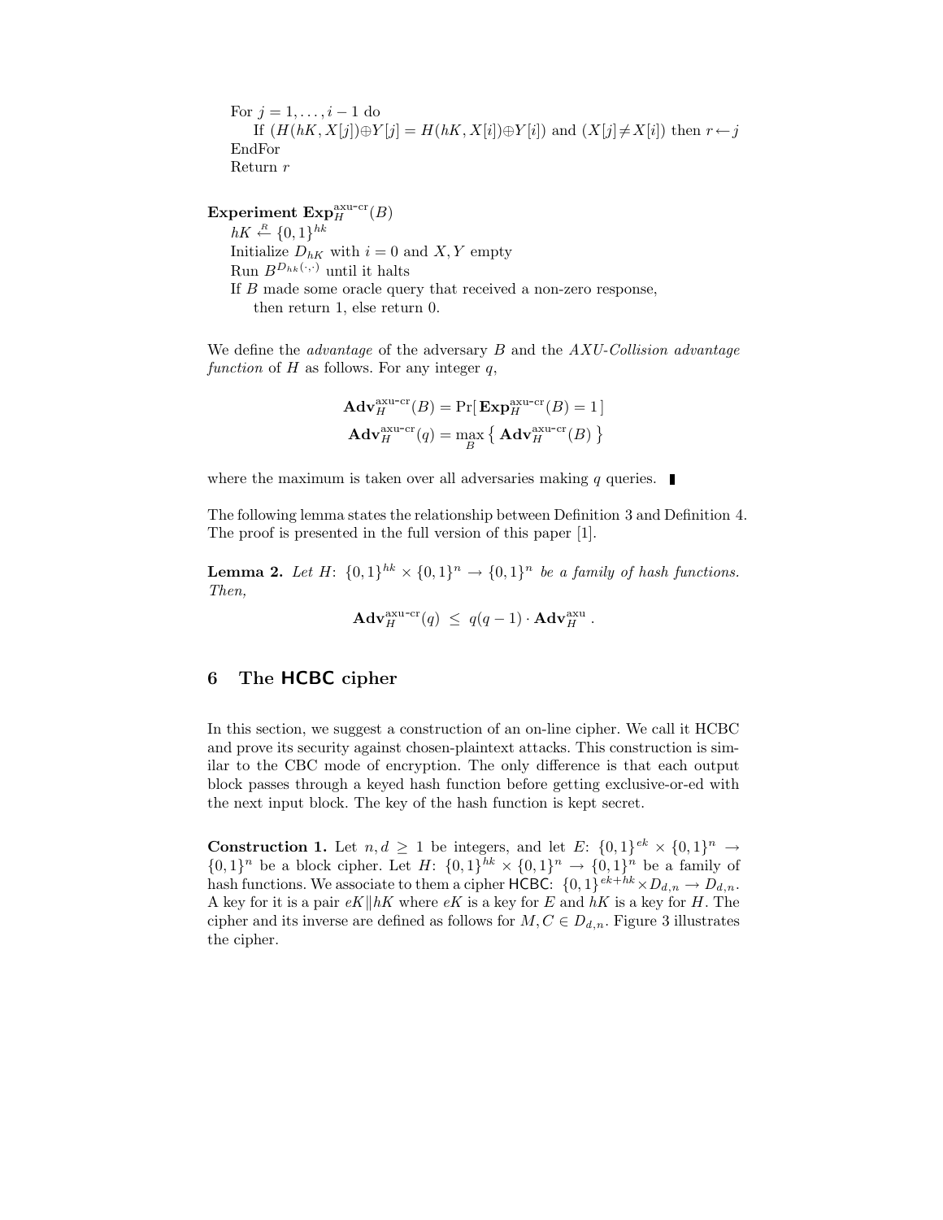For $j = 1, \ldots, i-1$ do
    If $(H(hK, X[j]) \oplus Y[j] = H(hK, X[i]) \oplus Y[i])$ and $(X[j] \neq X[i])$ then $r \leftarrow j$
EndFor
Return $r$

**Experiment** $\mathbf{Exp}_H^{\text{axu-cr}}(B)$
$hK \stackrel{R}{\leftarrow} \{0,1\}^{hk}$
Initialize $D_{hK}$ with $i = 0$ and $X, Y$ empty
Run $B^{D_{hK}(\cdot,\cdot)}$ until it halts
If $B$ made some oracle query that received a non-zero response,
    then return 1, else return 0.

We define the *advantage* of the adversary $B$ and the *AXU-Collision advantage function* of $H$ as follows. For any integer $q$,

$$\mathbf{Adv}_H^{\text{axu-cr}}(B) = \Pr[\,\mathbf{Exp}_H^{\text{axu-cr}}(B) = 1\,]$$
$$\mathbf{Adv}_H^{\text{axu-cr}}(q) = \max_B \left\{ \mathbf{Adv}_H^{\text{axu-cr}}(B) \right\}$$

where the maximum is taken over all adversaries making $q$ queries. ∎

The following lemma states the relationship between Definition 3 and Definition 4. The proof is presented in the full version of this paper [1].

**Lemma 2.** *Let $H$: $\{0,1\}^{hk} \times \{0,1\}^n \rightarrow \{0,1\}^n$ be a family of hash functions. Then,*

$$\mathbf{Adv}_H^{\text{axu-cr}}(q) \;\leq\; q(q-1) \cdot \mathbf{Adv}_H^{\text{axu}} \,.$$

## 6 The HCBC cipher

In this section, we suggest a construction of an on-line cipher. We call it HCBC and prove its security against chosen-plaintext attacks. This construction is similar to the CBC mode of encryption. The only difference is that each output block passes through a keyed hash function before getting exclusive-or-ed with the next input block. The key of the hash function is kept secret.

**Construction 1.** Let $n, d \geq 1$ be integers, and let $E$: $\{0,1\}^{ek} \times \{0,1\}^n \rightarrow \{0,1\}^n$ be a block cipher. Let $H$: $\{0,1\}^{hk} \times \{0,1\}^n \rightarrow \{0,1\}^n$ be a family of hash functions. We associate to them a cipher HCBC: $\{0,1\}^{ek+hk} \times D_{d,n} \rightarrow D_{d,n}$. A key for it is a pair $eK \| hK$ where $eK$ is a key for $E$ and $hK$ is a key for $H$. The cipher and its inverse are defined as follows for $M, C \in D_{d,n}$. Figure 3 illustrates the cipher.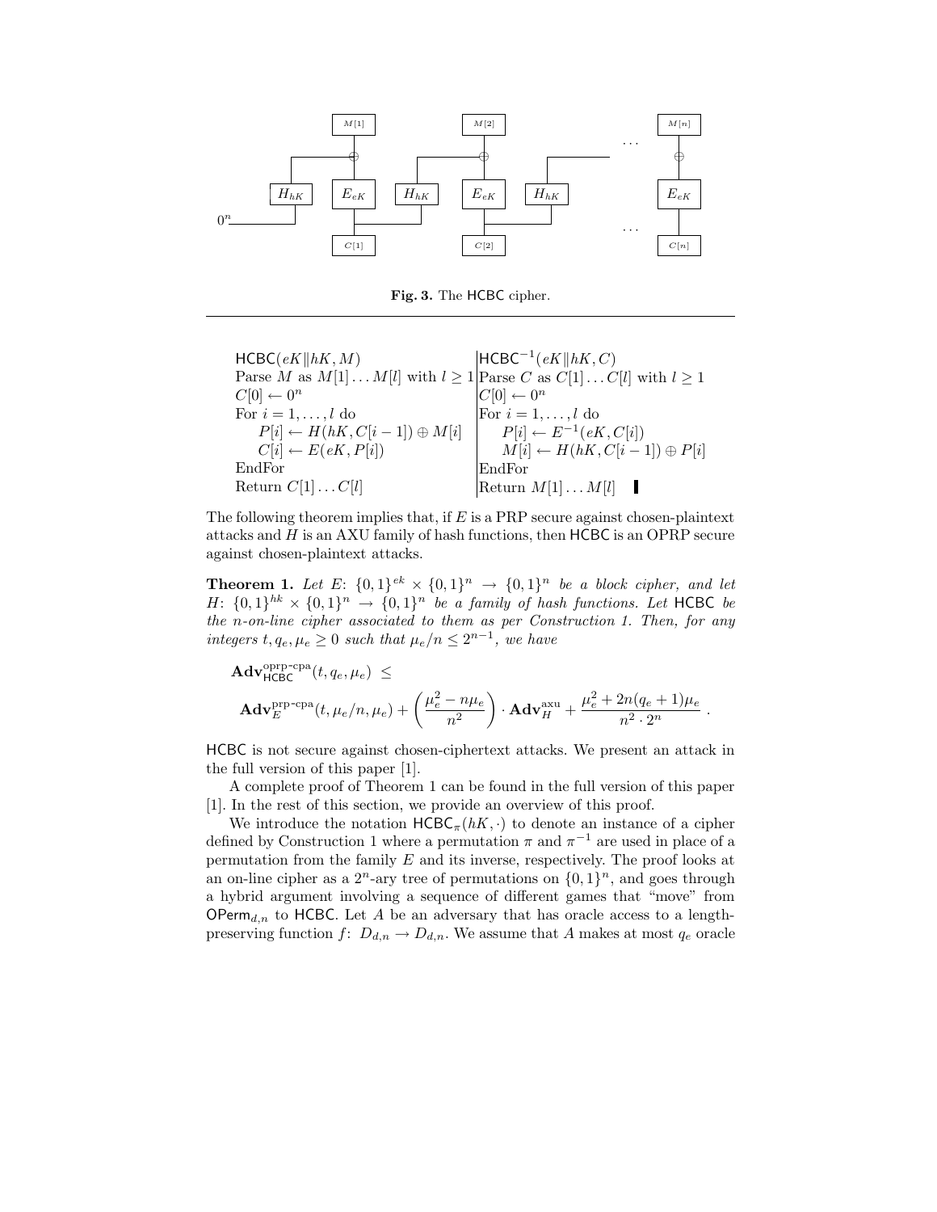**Fig. 3.** The HCBC cipher.

---

| $\mathsf{HCBC}(eK \| hK, M)$ | $\mathsf{HCBC}^{-1}(eK \| hK, C)$ |
|---|---|
| Parse $M$ as $M[1] \dots M[l]$ with $l \geq 1$ | Parse $C$ as $C[1] \dots C[l]$ with $l \geq 1$ |
| $C[0] \leftarrow 0^n$ | $C[0] \leftarrow 0^n$ |
| For $i = 1, \dots, l$ do | For $i = 1, \dots, l$ do |
| $\quad P[i] \leftarrow H(hK, C[i-1]) \oplus M[i]$ | $\quad P[i] \leftarrow E^{-1}(eK, C[i])$ |
| $\quad C[i] \leftarrow E(eK, P[i])$ | $\quad M[i] \leftarrow H(hK, C[i-1]) \oplus P[i]$ |
| EndFor | EndFor |
| Return $C[1] \dots C[l]$ | Return $M[1] \dots M[l]$ ▮ |

The following theorem implies that, if $E$ is a PRP secure against chosen-plaintext attacks and $H$ is an AXU family of hash functions, then HCBC is an OPRP secure against chosen-plaintext attacks.

**Theorem 1.** *Let $E$: $\{0,1\}^{ek} \times \{0,1\}^n \rightarrow \{0,1\}^n$ be a block cipher, and let $H$: $\{0,1\}^{hk} \times \{0,1\}^n \rightarrow \{0,1\}^n$ be a family of hash functions. Let* HCBC *be the n-on-line cipher associated to them as per Construction 1. Then, for any integers $t, q_e, \mu_e \geq 0$ such that $\mu_e/n \leq 2^{n-1}$, we have*

$$\mathbf{Adv}^{\text{oprp-cpa}}_{\mathsf{HCBC}}(t, q_e, \mu_e) \;\leq\;$$

$$\mathbf{Adv}^{\text{prp-cpa}}_{E}(t, \mu_e/n, \mu_e) + \left(\frac{\mu_e^2 - n\mu_e}{n^2}\right) \cdot \mathbf{Adv}^{\text{axu}}_{H} + \frac{\mu_e^2 + 2n(q_e+1)\mu_e}{n^2 \cdot 2^n} \;.$$

HCBC is not secure against chosen-ciphertext attacks. We present an attack in the full version of this paper [1].

A complete proof of Theorem 1 can be found in the full version of this paper [1]. In the rest of this section, we provide an overview of this proof.

We introduce the notation $\mathsf{HCBC}_\pi(hK, \cdot)$ to denote an instance of a cipher defined by Construction 1 where a permutation $\pi$ and $\pi^{-1}$ are used in place of a permutation from the family $E$ and its inverse, respectively. The proof looks at an on-line cipher as a $2^n$-ary tree of permutations on $\{0,1\}^n$, and goes through a hybrid argument involving a sequence of different games that "move" from $\mathsf{OPerm}_{d,n}$ to HCBC. Let $A$ be an adversary that has oracle access to a length-preserving function $f$: $D_{d,n} \rightarrow D_{d,n}$. We assume that $A$ makes at most $q_e$ oracle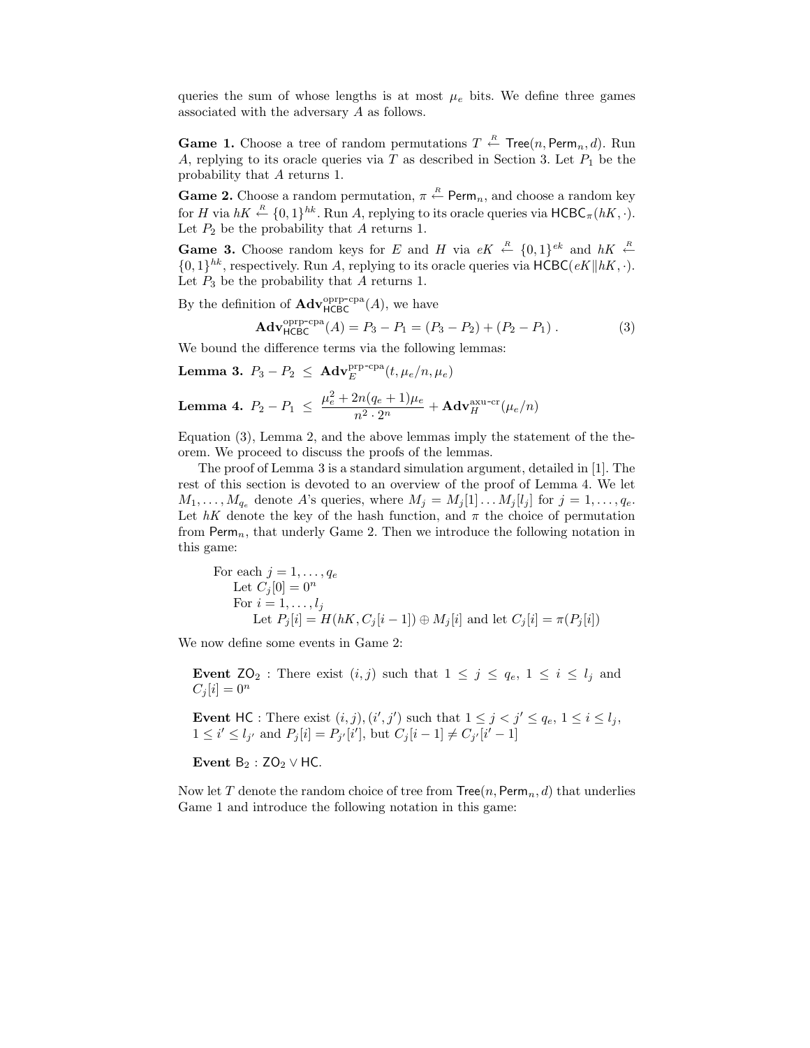queries the sum of whose lengths is at most $\mu_e$ bits. We define three games associated with the adversary $A$ as follows.

**Game 1.** Choose a tree of random permutations $T \stackrel{R}{\leftarrow} \mathsf{Tree}(n, \mathsf{Perm}_n, d)$. Run $A$, replying to its oracle queries via $T$ as described in Section 3. Let $P_1$ be the probability that $A$ returns 1.

**Game 2.** Choose a random permutation, $\pi \stackrel{R}{\leftarrow} \mathsf{Perm}_n$, and choose a random key for $H$ via $hK \stackrel{R}{\leftarrow} \{0,1\}^{hk}$. Run $A$, replying to its oracle queries via $\mathsf{HCBC}_\pi(hK, \cdot)$. Let $P_2$ be the probability that $A$ returns 1.

**Game 3.** Choose random keys for $E$ and $H$ via $eK \stackrel{R}{\leftarrow} \{0,1\}^{ek}$ and $hK \stackrel{R}{\leftarrow} \{0,1\}^{hk}$, respectively. Run $A$, replying to its oracle queries via $\mathsf{HCBC}(eK \| hK, \cdot)$. Let $P_3$ be the probability that $A$ returns 1.

By the definition of $\mathbf{Adv}^{\text{oprp-cpa}}_{\mathsf{HCBC}}(A)$, we have

$$\mathbf{Adv}^{\text{oprp-cpa}}_{\mathsf{HCBC}}(A) = P_3 - P_1 = (P_3 - P_2) + (P_2 - P_1) \,. \tag{3}$$

We bound the difference terms via the following lemmas:

**Lemma 3.** $P_3 - P_2 \;\leq\; \mathbf{Adv}^{\text{prp-cpa}}_{E}(t, \mu_e/n, \mu_e)$

**Lemma 4.** $P_2 - P_1 \;\leq\; \dfrac{\mu_e^2 + 2n(q_e+1)\mu_e}{n^2 \cdot 2^n} + \mathbf{Adv}^{\text{axu-cr}}_{H}(\mu_e/n)$

Equation (3), Lemma 2, and the above lemmas imply the statement of the theorem. We proceed to discuss the proofs of the lemmas.

The proof of Lemma 3 is a standard simulation argument, detailed in [1]. The rest of this section is devoted to an overview of the proof of Lemma 4. We let $M_1, \ldots, M_{q_e}$ denote $A$'s queries, where $M_j = M_j[1] \ldots M_j[l_j]$ for $j = 1, \ldots, q_e$. Let $hK$ denote the key of the hash function, and $\pi$ the choice of permutation from $\mathsf{Perm}_n$, that underly Game 2. Then we introduce the following notation in this game:

For each $j = 1, \ldots, q_e$
  Let $C_j[0] = 0^n$
  For $i = 1, \ldots, l_j$
    Let $P_j[i] = H(hK, C_j[i-1]) \oplus M_j[i]$ and let $C_j[i] = \pi(P_j[i])$

We now define some events in Game 2:

**Event** $\mathsf{ZO}_2$ : There exist $(i, j)$ such that $1 \leq j \leq q_e$, $1 \leq i \leq l_j$ and $C_j[i] = 0^n$

**Event** $\mathsf{HC}$ : There exist $(i, j), (i', j')$ such that $1 \leq j < j' \leq q_e$, $1 \leq i \leq l_j$, $1 \leq i' \leq l_{j'}$ and $P_j[i] = P_{j'}[i']$, but $C_j[i-1] \neq C_{j'}[i'-1]$

**Event** $\mathsf{B}_2$ : $\mathsf{ZO}_2 \vee \mathsf{HC}$.

Now let $T$ denote the random choice of tree from $\mathsf{Tree}(n, \mathsf{Perm}_n, d)$ that underlies Game 1 and introduce the following notation in this game: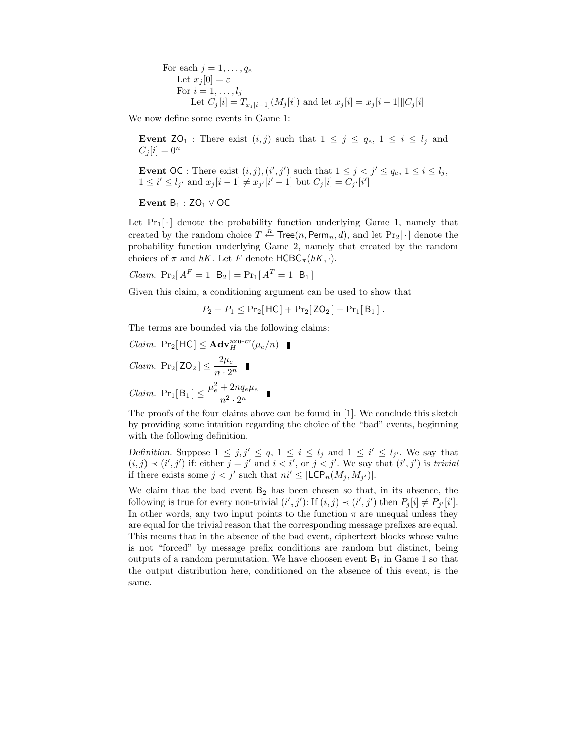For each $j = 1, \ldots, q_e$
  Let $x_j[0] = \varepsilon$
  For $i = 1, \ldots, l_j$
    Let $C_j[i] = T_{x_j[i-1]}(M_j[i])$ and let $x_j[i] = x_j[i-1] \| C_j[i]$

We now define some events in Game 1:

> **Event** $\mathsf{ZO}_1$ : There exist $(i, j)$ such that $1 \leq j \leq q_e$, $1 \leq i \leq l_j$ and $C_j[i] = 0^n$
>
> **Event** $\mathsf{OC}$ : There exist $(i, j), (i', j')$ such that $1 \leq j < j' \leq q_e$, $1 \leq i \leq l_j$, $1 \leq i' \leq l_{j'}$ and $x_j[i-1] \neq x_{j'}[i'-1]$ but $C_j[i] = C_{j'}[i']$
>
> **Event** $\mathsf{B}_1$ : $\mathsf{ZO}_1 \vee \mathsf{OC}$

Let $\Pr_1[\,\cdot\,]$ denote the probability function underlying Game 1, namely that created by the random choice $T \stackrel{R}{\leftarrow} \mathsf{Tree}(n, \mathsf{Perm}_n, d)$, and let $\Pr_2[\,\cdot\,]$ denote the probability function underlying Game 2, namely that created by the random choices of $\pi$ and $hK$. Let $F$ denote $\mathsf{HCBC}_\pi(hK, \cdot)$.

*Claim.* $\Pr_2[\, A^F = 1 \,|\, \overline{\mathsf{B}}_2 \,] = \Pr_1[\, A^T = 1 \,|\, \overline{\mathsf{B}}_1 \,]$

Given this claim, a conditioning argument can be used to show that

$$P_2 - P_1 \leq \Pr_2[\,\mathsf{HC}\,] + \Pr_2[\,\mathsf{ZO}_2\,] + \Pr_1[\,\mathsf{B}_1\,] \; .$$

The terms are bounded via the following claims:

*Claim.* $\Pr_2[\,\mathsf{HC}\,] \leq \mathbf{Adv}_H^{\text{axu-cr}}(\mu_e/n)$ ∎

*Claim.* $\Pr_2[\,\mathsf{ZO}_2\,] \leq \dfrac{2\mu_e}{n \cdot 2^n}$ ∎

*Claim.* $\Pr_1[\,\mathsf{B}_1\,] \leq \dfrac{\mu_e^2 + 2nq_e\mu_e}{n^2 \cdot 2^n}$ ∎

The proofs of the four claims above can be found in [1]. We conclude this sketch by providing some intuition regarding the choice of the "bad" events, beginning with the following definition.

*Definition.* Suppose $1 \leq j, j' \leq q$, $1 \leq i \leq l_j$ and $1 \leq i' \leq l_{j'}$. We say that $(i, j) \prec (i', j')$ if: either $j = j'$ and $i < i'$, or $j < j'$. We say that $(i', j')$ is *trivial* if there exists some $j < j'$ such that $ni' \leq |\mathsf{LCP}_n(M_j, M_{j'})|$.

We claim that the bad event $\mathsf{B}_2$ has been chosen so that, in its absence, the following is true for every non-trivial $(i', j')$: If $(i, j) \prec (i', j')$ then $P_j[i] \neq P_{j'}[i']$. In other words, any two input points to the function $\pi$ are unequal unless they are equal for the trivial reason that the corresponding message prefixes are equal. This means that in the absence of the bad event, ciphertext blocks whose value is not "forced" by message prefix conditions are random but distinct, being outputs of a random permutation. We have choosen event $\mathsf{B}_1$ in Game 1 so that the output distribution here, conditioned on the absence of this event, is the same.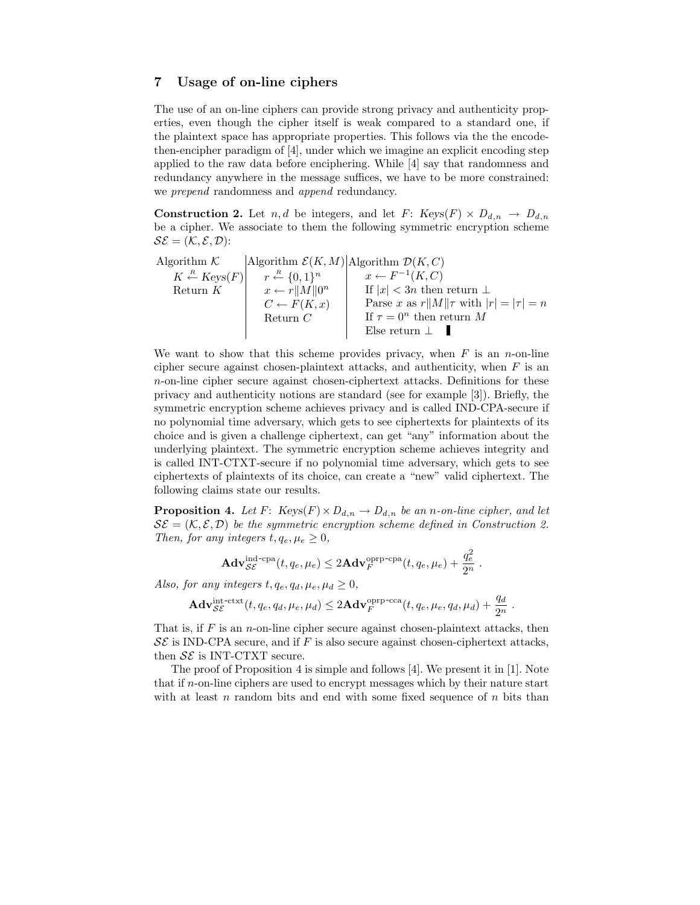## 7 Usage of on-line ciphers

The use of an on-line ciphers can provide strong privacy and authenticity properties, even though the cipher itself is weak compared to a standard one, if the plaintext space has appropriate properties. This follows via the the encode-then-encipher paradigm of [4], under which we imagine an explicit encoding step applied to the raw data before enciphering. While [4] say that randomness and redundancy anywhere in the message suffices, we have to be more constrained: we *prepend* randomness and *append* redundancy.

**Construction 2.** Let $n, d$ be integers, and let $F$: $Keys(F) \times D_{d,n} \rightarrow D_{d,n}$ be a cipher. We associate to them the following symmetric encryption scheme $\mathcal{SE} = (\mathcal{K}, \mathcal{E}, \mathcal{D})$:

| Algorithm $\mathcal{K}$ | Algorithm $\mathcal{E}(K, M)$ | Algorithm $\mathcal{D}(K, C)$ |
|---|---|---|
| $K \stackrel{R}{\leftarrow} Keys(F)$ | $r \stackrel{R}{\leftarrow} \{0,1\}^n$ | $x \leftarrow F^{-1}(K, C)$ |
| Return $K$ | $x \leftarrow r \| M \| 0^n$ | If $\lvert x \rvert < 3n$ then return $\perp$ |
| | $C \leftarrow F(K, x)$ | Parse $x$ as $r \| M \| \tau$ with $\lvert r \rvert = \lvert \tau \rvert = n$ |
| | Return $C$ | If $\tau = 0^n$ then return $M$ |
| | | Else return $\perp$ ▮ |

We want to show that this scheme provides privacy, when $F$ is an $n$-on-line cipher secure against chosen-plaintext attacks, and authenticity, when $F$ is an $n$-on-line cipher secure against chosen-ciphertext attacks. Definitions for these privacy and authenticity notions are standard (see for example [3]). Briefly, the symmetric encryption scheme achieves privacy and is called IND-CPA-secure if no polynomial time adversary, which gets to see ciphertexts for plaintexts of its choice and is given a challenge ciphertext, can get "any" information about the underlying plaintext. The symmetric encryption scheme achieves integrity and is called INT-CTXT-secure if no polynomial time adversary, which gets to see ciphertexts of plaintexts of its choice, can create a "new" valid ciphertext. The following claims state our results.

**Proposition 4.** *Let $F$: $Keys(F) \times D_{d,n} \rightarrow D_{d,n}$ be an $n$-on-line cipher, and let $\mathcal{SE} = (\mathcal{K}, \mathcal{E}, \mathcal{D})$ be the symmetric encryption scheme defined in Construction 2. Then, for any integers $t, q_e, \mu_e \geq 0$,*

$$\mathbf{Adv}^{\text{ind-cpa}}_{\mathcal{SE}}(t, q_e, \mu_e) \leq 2\mathbf{Adv}^{\text{oprp-cpa}}_{F}(t, q_e, \mu_e) + \frac{q_e^2}{2^n} .$$

*Also, for any integers $t, q_e, q_d, \mu_e, \mu_d \geq 0$,*

$$\mathbf{Adv}^{\text{int-ctxt}}_{\mathcal{SE}}(t, q_e, q_d, \mu_e, \mu_d) \leq 2\mathbf{Adv}^{\text{oprp-cca}}_{F}(t, q_e, \mu_e, q_d, \mu_d) + \frac{q_d}{2^n} .$$

That is, if $F$ is an $n$-on-line cipher secure against chosen-plaintext attacks, then $\mathcal{SE}$ is IND-CPA secure, and if $F$ is also secure against chosen-ciphertext attacks, then $\mathcal{SE}$ is INT-CTXT secure.

The proof of Proposition 4 is simple and follows [4]. We present it in [1]. Note that if $n$-on-line ciphers are used to encrypt messages which by their nature start with at least $n$ random bits and end with some fixed sequence of $n$ bits than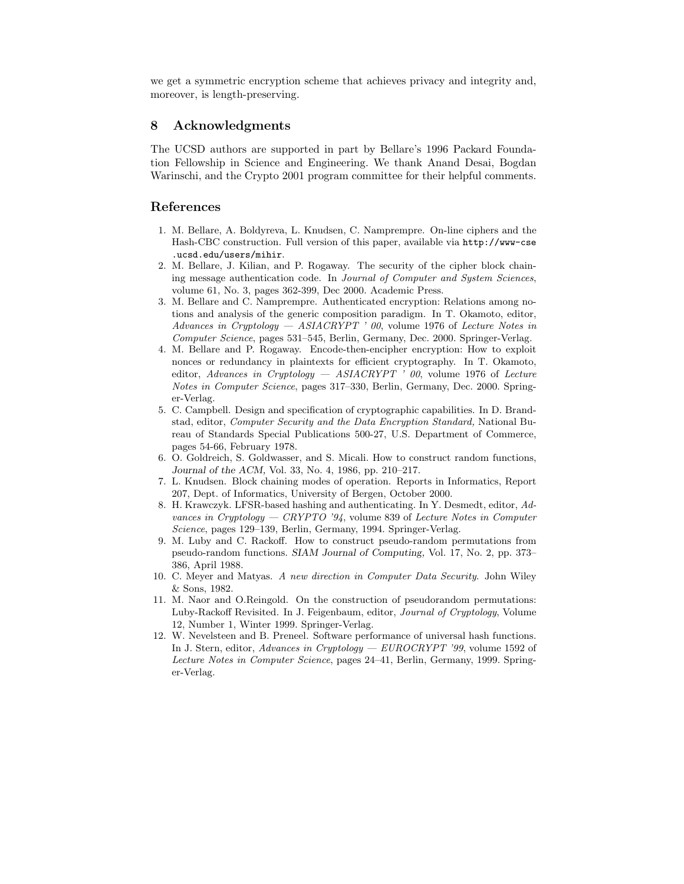we get a symmetric encryption scheme that achieves privacy and integrity and, moreover, is length-preserving.

## 8 Acknowledgments

The UCSD authors are supported in part by Bellare's 1996 Packard Foundation Fellowship in Science and Engineering. We thank Anand Desai, Bogdan Warinschi, and the Crypto 2001 program committee for their helpful comments.

## References

1. M. Bellare, A. Boldyreva, L. Knudsen, C. Namprempre. On-line ciphers and the Hash-CBC construction. Full version of this paper, available via `http://www-cse.ucsd.edu/users/mihir`.
2. M. Bellare, J. Kilian, and P. Rogaway. The security of the cipher block chaining message authentication code. In *Journal of Computer and System Sciences*, volume 61, No. 3, pages 362-399, Dec 2000. Academic Press.
3. M. Bellare and C. Namprempre. Authenticated encryption: Relations among notions and analysis of the generic composition paradigm. In T. Okamoto, editor, *Advances in Cryptology — ASIACRYPT ' 00*, volume 1976 of *Lecture Notes in Computer Science*, pages 531–545, Berlin, Germany, Dec. 2000. Springer-Verlag.
4. M. Bellare and P. Rogaway. Encode-then-encipher encryption: How to exploit nonces or redundancy in plaintexts for efficient cryptography. In T. Okamoto, editor, *Advances in Cryptology — ASIACRYPT ' 00*, volume 1976 of *Lecture Notes in Computer Science*, pages 317–330, Berlin, Germany, Dec. 2000. Springer-Verlag.
5. C. Campbell. Design and specification of cryptographic capabilities. In D. Brandstad, editor, *Computer Security and the Data Encryption Standard,* National Bureau of Standards Special Publications 500-27, U.S. Department of Commerce, pages 54-66, February 1978.
6. O. Goldreich, S. Goldwasser, and S. Micali. How to construct random functions, *Journal of the ACM,* Vol. 33, No. 4, 1986, pp. 210–217.
7. L. Knudsen. Block chaining modes of operation. Reports in Informatics, Report 207, Dept. of Informatics, University of Bergen, October 2000.
8. H. Krawczyk. LFSR-based hashing and authenticating. In Y. Desmedt, editor, *Advances in Cryptology — CRYPTO '94*, volume 839 of *Lecture Notes in Computer Science*, pages 129–139, Berlin, Germany, 1994. Springer-Verlag.
9. M. Luby and C. Rackoff. How to construct pseudo-random permutations from pseudo-random functions. *SIAM Journal of Computing,* Vol. 17, No. 2, pp. 373–386, April 1988.
10. C. Meyer and Matyas. *A new direction in Computer Data Security*. John Wiley & Sons, 1982.
11. M. Naor and O.Reingold. On the construction of pseudorandom permutations: Luby-Rackoff Revisited. In J. Feigenbaum, editor, *Journal of Cryptology*, Volume 12, Number 1, Winter 1999. Springer-Verlag.
12. W. Nevelsteen and B. Preneel. Software performance of universal hash functions. In J. Stern, editor, *Advances in Cryptology — EUROCRYPT '99*, volume 1592 of *Lecture Notes in Computer Science*, pages 24–41, Berlin, Germany, 1999. Springer-Verlag.